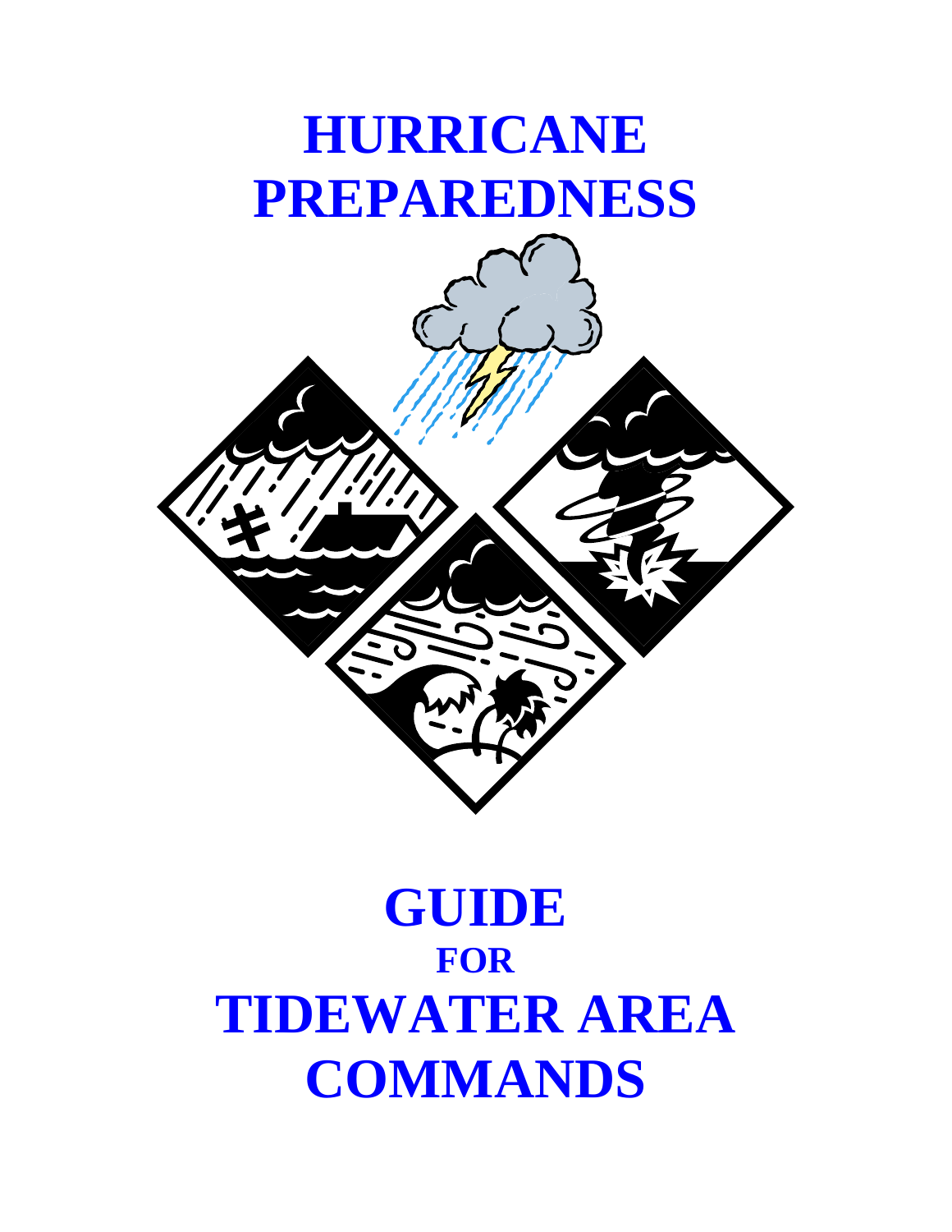# HURRICANE PREPAREDNESS

# GUIDE
## FOR
# TIDEWATER AREA COMMANDS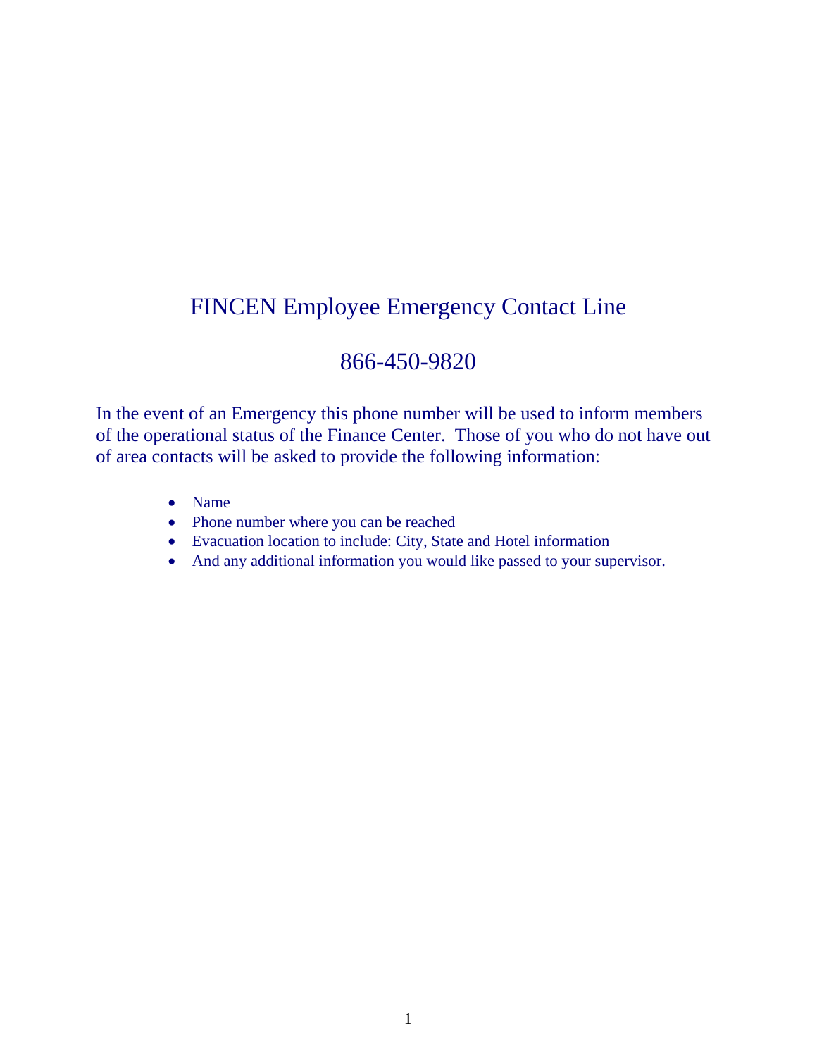# FINCEN Employee Emergency Contact Line

## 866-450-9820

In the event of an Emergency this phone number will be used to inform members of the operational status of the Finance Center. Those of you who do not have out of area contacts will be asked to provide the following information:

- Name
- Phone number where you can be reached
- Evacuation location to include: City, State and Hotel information
- And any additional information you would like passed to your supervisor.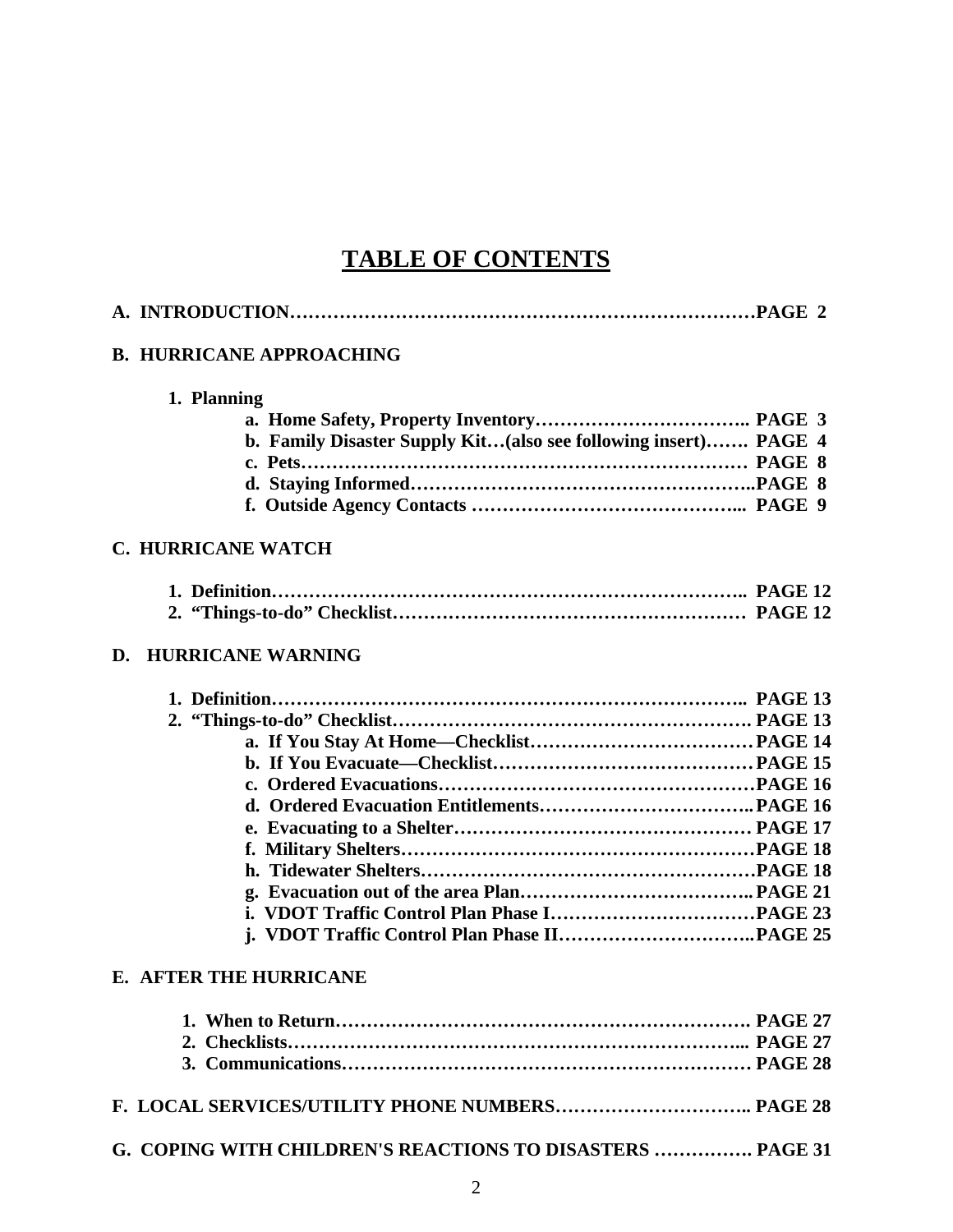# TABLE OF CONTENTS

**A. INTRODUCTION………………………………………………………………PAGE 2**

**B. HURRICANE APPROACHING**

**1. Planning**

- **a. Home Safety, Property Inventory…………………………….. PAGE 3**
- **b. Family Disaster Supply Kit…(also see following insert)……. PAGE 4**
- **c. Pets……………………………………………………………… PAGE 8**
- **d. Staying Informed……………………………………………..PAGE 8**
- **f. Outside Agency Contacts …………………………………... PAGE 9**

**C. HURRICANE WATCH**

- **1. Definition………………………………………………………………….. PAGE 12**
- **2. "Things-to-do" Checklist………………………………………………… PAGE 12**

**D. HURRICANE WARNING**

- **1. Definition………………………………………………………………….. PAGE 13**
- **2. "Things-to-do" Checklist………………………………………………. PAGE 13**
  - **a. If You Stay At Home—Checklist……………………………… PAGE 14**
  - **b. If You Evacuate—Checklist…………………………………… PAGE 15**
  - **c. Ordered Evacuations…………………………………………… PAGE 16**
  - **d. Ordered Evacuation Entitlements……………………………..PAGE 16**
  - **e. Evacuating to a Shelter……………………………………… PAGE 17**
  - **f. Military Shelters………………………………………………PAGE 18**
  - **h. Tidewater Shelters……………………………………………PAGE 18**
  - **g. Evacuation out of the area Plan……………………………..PAGE 21**
  - **i. VDOT Traffic Control Plan Phase I……………………………PAGE 23**
  - **j. VDOT Traffic Control Plan Phase II…………………………..PAGE 25**

**E. AFTER THE HURRICANE**

- **1. When to Return…………………………………………………………. PAGE 27**
- **2. Checklists………………………………………………………………... PAGE 27**
- **3. Communications………………………………………………………… PAGE 28**

**F. LOCAL SERVICES/UTILITY PHONE NUMBERS………………………….. PAGE 28**

**G. COPING WITH CHILDREN'S REACTIONS TO DISASTERS ……………. PAGE 31**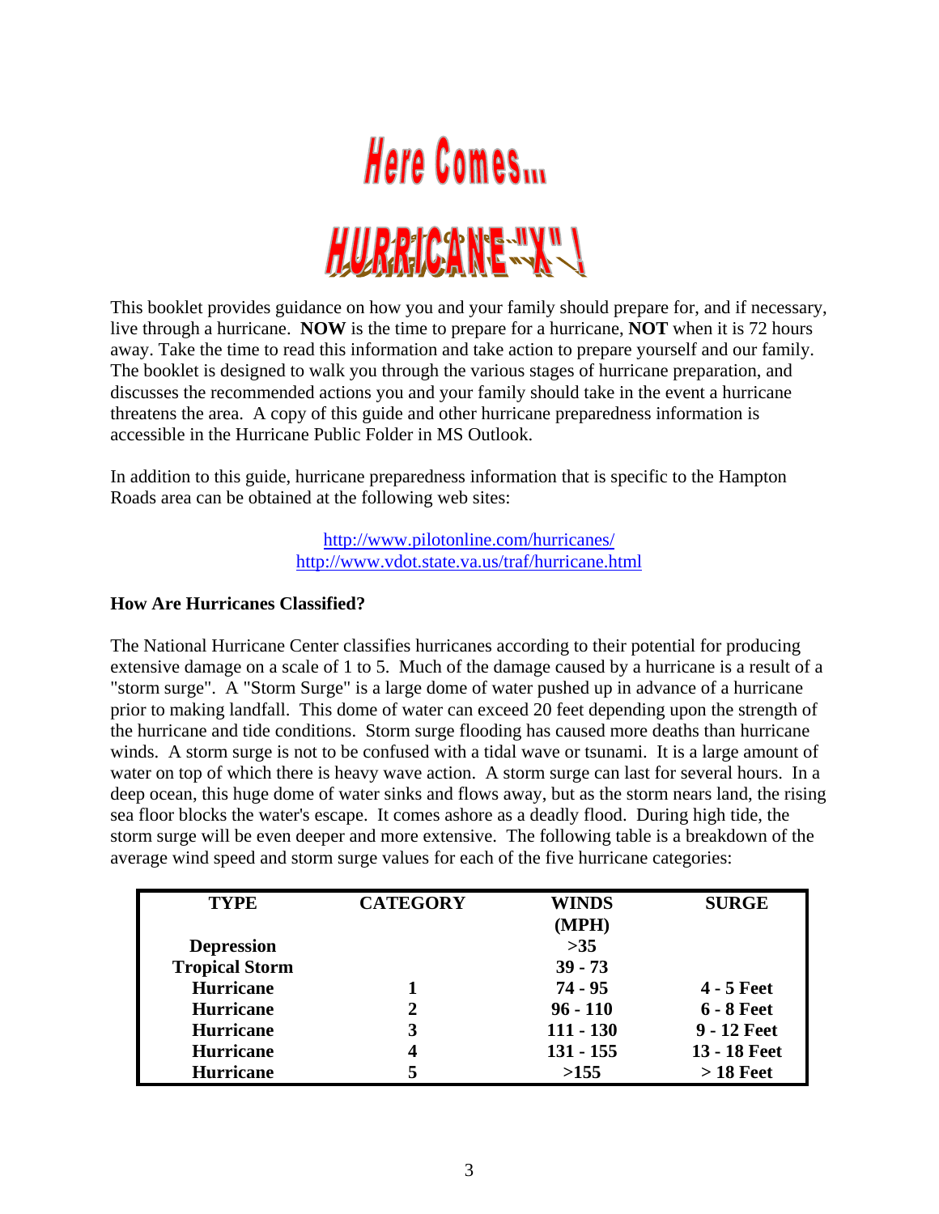# Here Comes...

# HURRICANE "X" !

This booklet provides guidance on how you and your family should prepare for, and if necessary, live through a hurricane. **NOW** is the time to prepare for a hurricane, **NOT** when it is 72 hours away. Take the time to read this information and take action to prepare yourself and our family. The booklet is designed to walk you through the various stages of hurricane preparation, and discusses the recommended actions you and your family should take in the event a hurricane threatens the area. A copy of this guide and other hurricane preparedness information is accessible in the Hurricane Public Folder in MS Outlook.

In addition to this guide, hurricane preparedness information that is specific to the Hampton Roads area can be obtained at the following web sites:

http://www.pilotonline.com/hurricanes/
http://www.vdot.state.va.us/traf/hurricane.html

**How Are Hurricanes Classified?**

The National Hurricane Center classifies hurricanes according to their potential for producing extensive damage on a scale of 1 to 5. Much of the damage caused by a hurricane is a result of a "storm surge". A "Storm Surge" is a large dome of water pushed up in advance of a hurricane prior to making landfall. This dome of water can exceed 20 feet depending upon the strength of the hurricane and tide conditions. Storm surge flooding has caused more deaths than hurricane winds. A storm surge is not to be confused with a tidal wave or tsunami. It is a large amount of water on top of which there is heavy wave action. A storm surge can last for several hours. In a deep ocean, this huge dome of water sinks and flows away, but as the storm nears land, the rising sea floor blocks the water's escape. It comes ashore as a deadly flood. During high tide, the storm surge will be even deeper and more extensive. The following table is a breakdown of the average wind speed and storm surge values for each of the five hurricane categories:

| TYPE | CATEGORY | WINDS (MPH) | SURGE |
|---|---|---|---|
| Depression | | >35 | |
| Tropical Storm | | 39 - 73 | |
| Hurricane | 1 | 74 - 95 | 4 - 5 Feet |
| Hurricane | 2 | 96 - 110 | 6 - 8 Feet |
| Hurricane | 3 | 111 - 130 | 9 - 12 Feet |
| Hurricane | 4 | 131 - 155 | 13 - 18 Feet |
| Hurricane | 5 | >155 | > 18 Feet |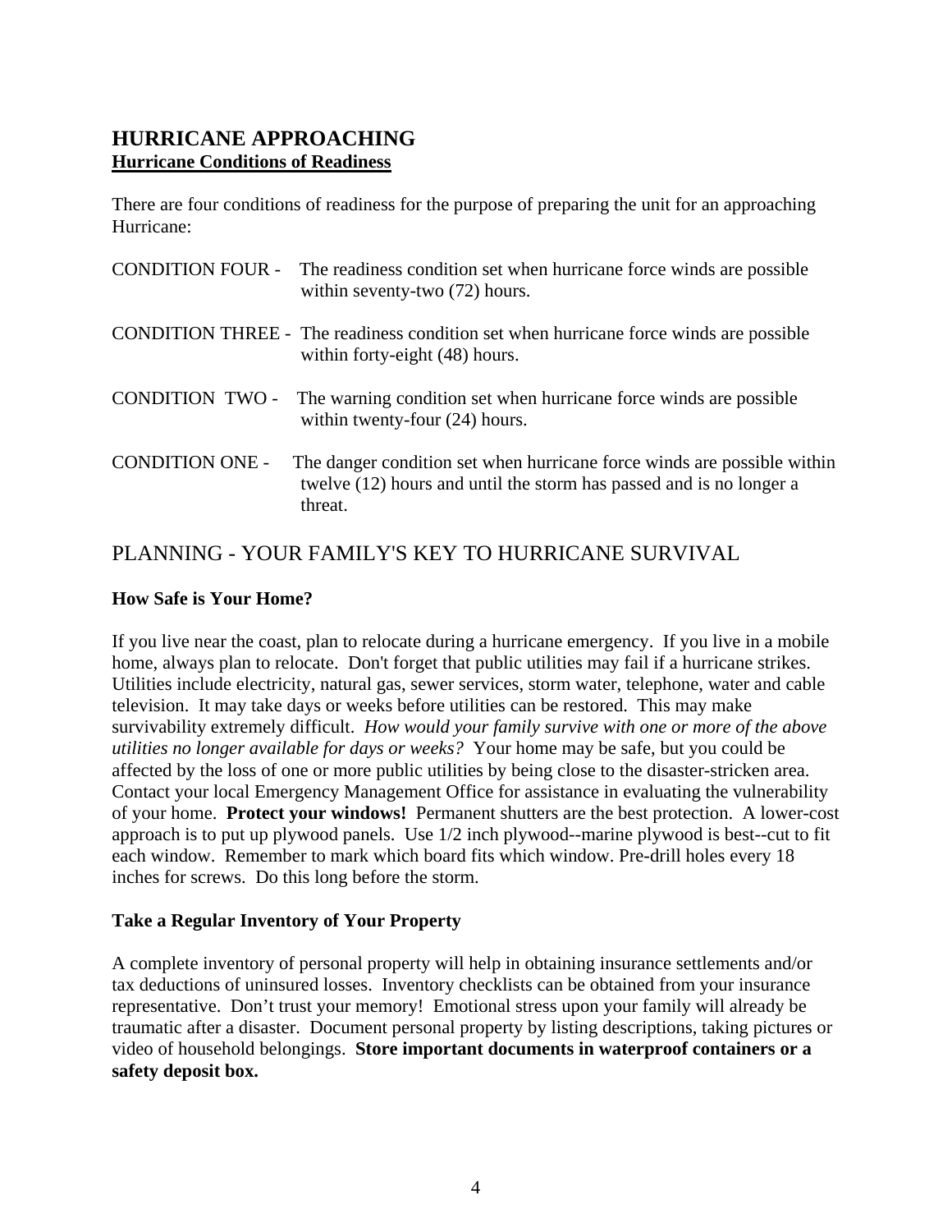## HURRICANE APPROACHING

**<u>Hurricane Conditions of Readiness</u>**

There are four conditions of readiness for the purpose of preparing the unit for an approaching Hurricane:

CONDITION FOUR - The readiness condition set when hurricane force winds are possible within seventy-two (72) hours.

CONDITION THREE - The readiness condition set when hurricane force winds are possible within forty-eight (48) hours.

CONDITION TWO - The warning condition set when hurricane force winds are possible within twenty-four (24) hours.

CONDITION ONE - The danger condition set when hurricane force winds are possible within twelve (12) hours and until the storm has passed and is no longer a threat.

## PLANNING - YOUR FAMILY'S KEY TO HURRICANE SURVIVAL

### How Safe is Your Home?

If you live near the coast, plan to relocate during a hurricane emergency. If you live in a mobile home, always plan to relocate. Don't forget that public utilities may fail if a hurricane strikes. Utilities include electricity, natural gas, sewer services, storm water, telephone, water and cable television. It may take days or weeks before utilities can be restored. This may make survivability extremely difficult. *How would your family survive with one or more of the above utilities no longer available for days or weeks?* Your home may be safe, but you could be affected by the loss of one or more public utilities by being close to the disaster-stricken area. Contact your local Emergency Management Office for assistance in evaluating the vulnerability of your home. **Protect your windows!** Permanent shutters are the best protection. A lower-cost approach is to put up plywood panels. Use 1/2 inch plywood--marine plywood is best--cut to fit each window. Remember to mark which board fits which window. Pre-drill holes every 18 inches for screws. Do this long before the storm.

### Take a Regular Inventory of Your Property

A complete inventory of personal property will help in obtaining insurance settlements and/or tax deductions of uninsured losses. Inventory checklists can be obtained from your insurance representative. Don't trust your memory! Emotional stress upon your family will already be traumatic after a disaster. Document personal property by listing descriptions, taking pictures or video of household belongings. **Store important documents in waterproof containers or a safety deposit box.**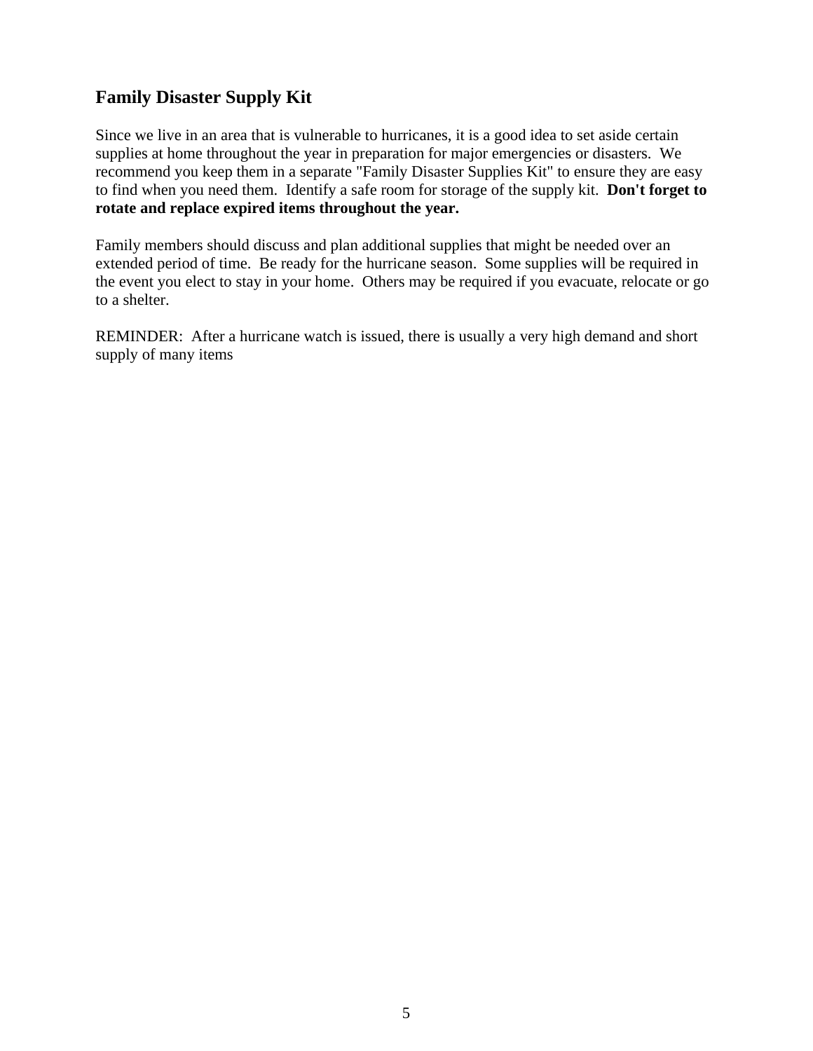## Family Disaster Supply Kit

Since we live in an area that is vulnerable to hurricanes, it is a good idea to set aside certain supplies at home throughout the year in preparation for major emergencies or disasters. We recommend you keep them in a separate "Family Disaster Supplies Kit" to ensure they are easy to find when you need them. Identify a safe room for storage of the supply kit. **Don't forget to rotate and replace expired items throughout the year.**

Family members should discuss and plan additional supplies that might be needed over an extended period of time. Be ready for the hurricane season. Some supplies will be required in the event you elect to stay in your home. Others may be required if you evacuate, relocate or go to a shelter.

REMINDER: After a hurricane watch is issued, there is usually a very high demand and short supply of many items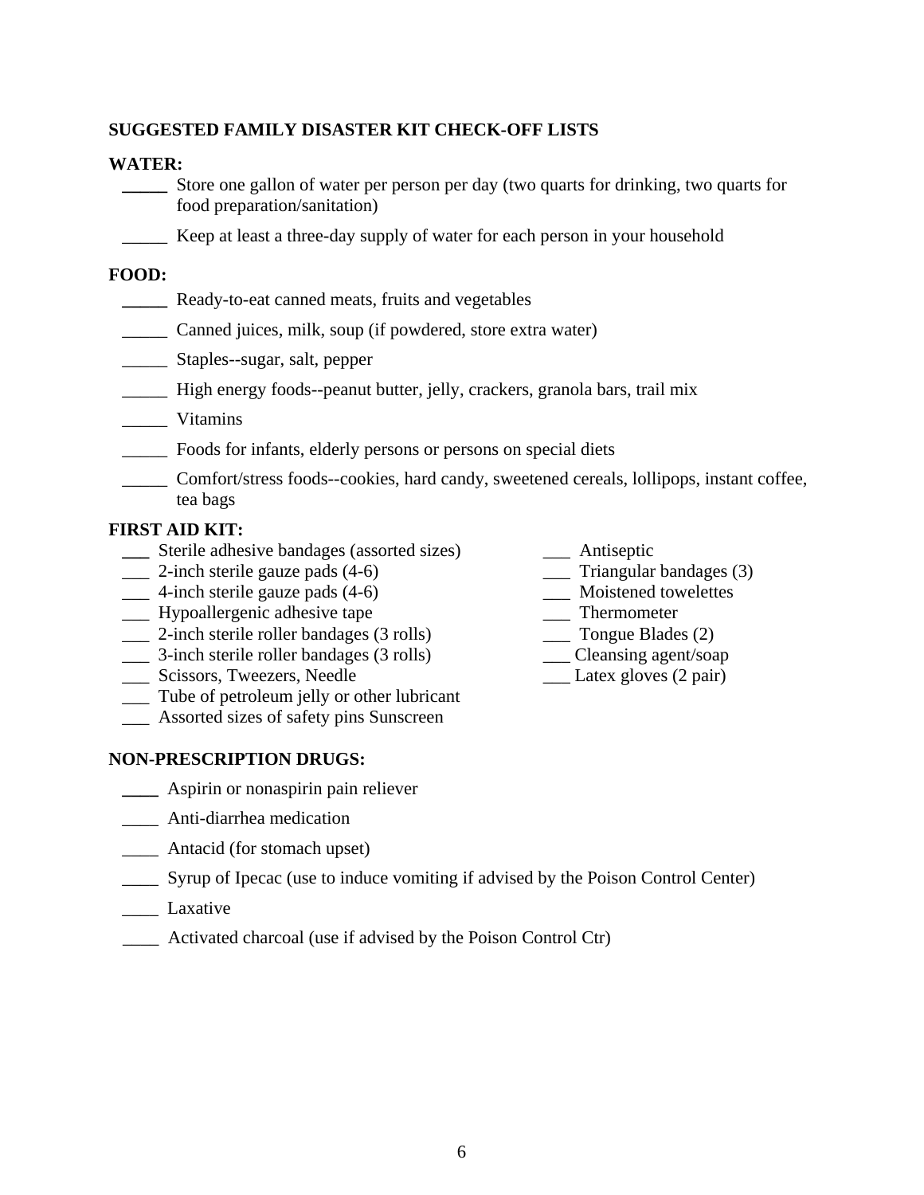## SUGGESTED FAMILY DISASTER KIT CHECK-OFF LISTS

### WATER:

_____ Store one gallon of water per person per day (two quarts for drinking, two quarts for food preparation/sanitation)

_____ Keep at least a three-day supply of water for each person in your household

### FOOD:

_____ Ready-to-eat canned meats, fruits and vegetables

_____ Canned juices, milk, soup (if powdered, store extra water)

_____ Staples--sugar, salt, pepper

_____ High energy foods--peanut butter, jelly, crackers, granola bars, trail mix

_____ Vitamins

_____ Foods for infants, elderly persons or persons on special diets

_____ Comfort/stress foods--cookies, hard candy, sweetened cereals, lollipops, instant coffee, tea bags

### FIRST AID KIT:

___ Sterile adhesive bandages (assorted sizes)
___ 2-inch sterile gauze pads (4-6)
___ 4-inch sterile gauze pads (4-6)
___ Hypoallergenic adhesive tape
___ 2-inch sterile roller bandages (3 rolls)
___ 3-inch sterile roller bandages (3 rolls)
___ Scissors, Tweezers, Needle
___ Tube of petroleum jelly or other lubricant
___ Assorted sizes of safety pins Sunscreen
___ Antiseptic
___ Triangular bandages (3)
___ Moistened towelettes
___ Thermometer
___ Tongue Blades (2)
___ Cleansing agent/soap
___ Latex gloves (2 pair)

### NON-PRESCRIPTION DRUGS:

____ Aspirin or nonaspirin pain reliever

____ Anti-diarrhea medication

____ Antacid (for stomach upset)

____ Syrup of Ipecac (use to induce vomiting if advised by the Poison Control Center)

____ Laxative

____ Activated charcoal (use if advised by the Poison Control Ctr)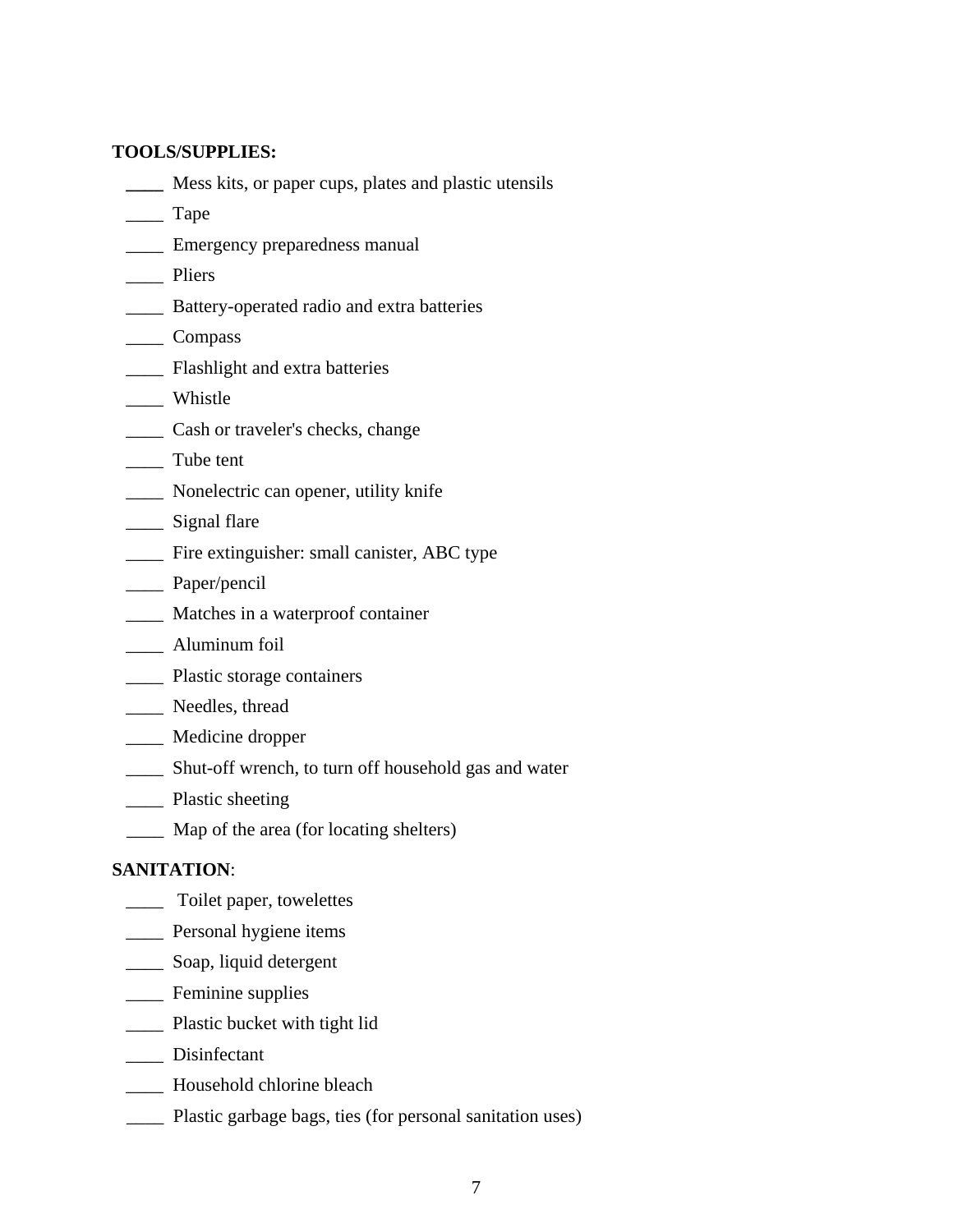**TOOLS/SUPPLIES:**

____ Mess kits, or paper cups, plates and plastic utensils

____ Tape

____ Emergency preparedness manual

____ Pliers

____ Battery-operated radio and extra batteries

____ Compass

____ Flashlight and extra batteries

____ Whistle

____ Cash or traveler's checks, change

____ Tube tent

____ Nonelectric can opener, utility knife

____ Signal flare

____ Fire extinguisher: small canister, ABC type

____ Paper/pencil

____ Matches in a waterproof container

____ Aluminum foil

____ Plastic storage containers

____ Needles, thread

____ Medicine dropper

____ Shut-off wrench, to turn off household gas and water

____ Plastic sheeting

____ Map of the area (for locating shelters)

**SANITATION**:

____ Toilet paper, towelettes

____ Personal hygiene items

____ Soap, liquid detergent

____ Feminine supplies

____ Plastic bucket with tight lid

____ Disinfectant

____ Household chlorine bleach

____ Plastic garbage bags, ties (for personal sanitation uses)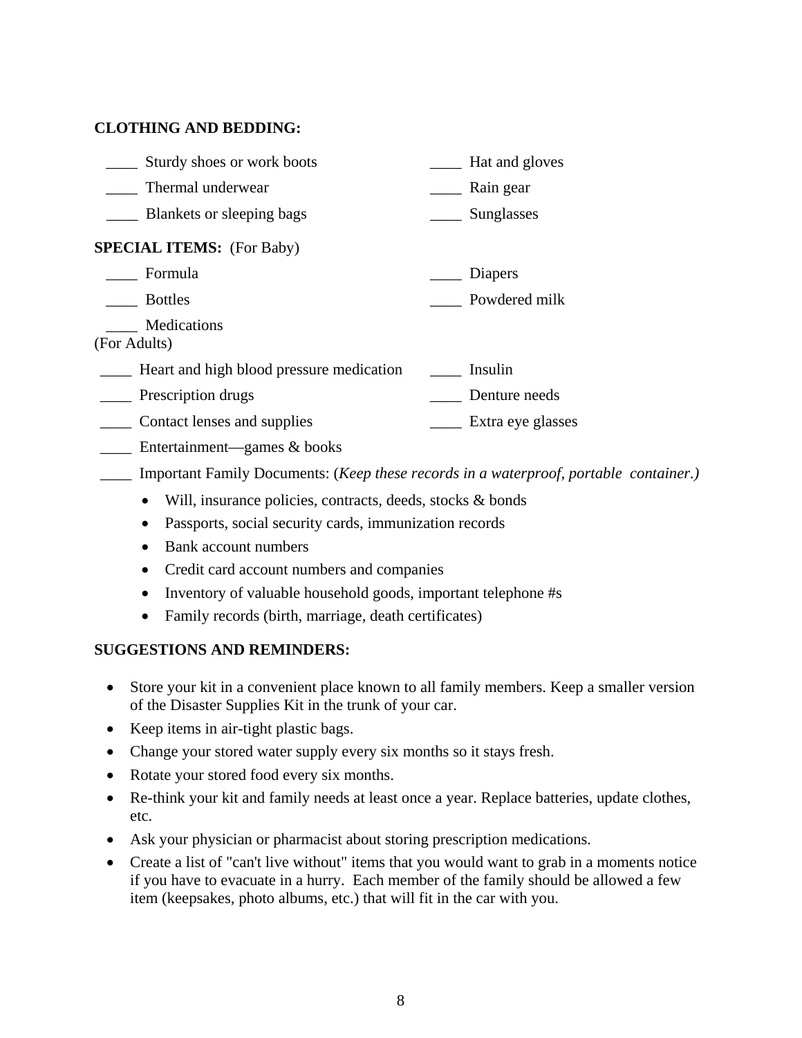**CLOTHING AND BEDDING:**

____ Sturdy shoes or work boots

____ Hat and gloves

____ Thermal underwear

____ Rain gear

____ Blankets or sleeping bags

____ Sunglasses

**SPECIAL ITEMS:** (For Baby)

____ Formula

____ Diapers

____ Bottles

____ Powdered milk

____ Medications

(For Adults)

____ Heart and high blood pressure medication

____ Insulin

____ Prescription drugs

____ Denture needs

____ Contact lenses and supplies

____ Extra eye glasses

____ Entertainment—games & books

____ Important Family Documents: (*Keep these records in a waterproof, portable container.)*

- Will, insurance policies, contracts, deeds, stocks & bonds
- Passports, social security cards, immunization records
- Bank account numbers
- Credit card account numbers and companies
- Inventory of valuable household goods, important telephone #s
- Family records (birth, marriage, death certificates)

**SUGGESTIONS AND REMINDERS:**

- Store your kit in a convenient place known to all family members. Keep a smaller version of the Disaster Supplies Kit in the trunk of your car.
- Keep items in air-tight plastic bags.
- Change your stored water supply every six months so it stays fresh.
- Rotate your stored food every six months.
- Re-think your kit and family needs at least once a year. Replace batteries, update clothes, etc.
- Ask your physician or pharmacist about storing prescription medications.
- Create a list of "can't live without" items that you would want to grab in a moments notice if you have to evacuate in a hurry. Each member of the family should be allowed a few item (keepsakes, photo albums, etc.) that will fit in the car with you.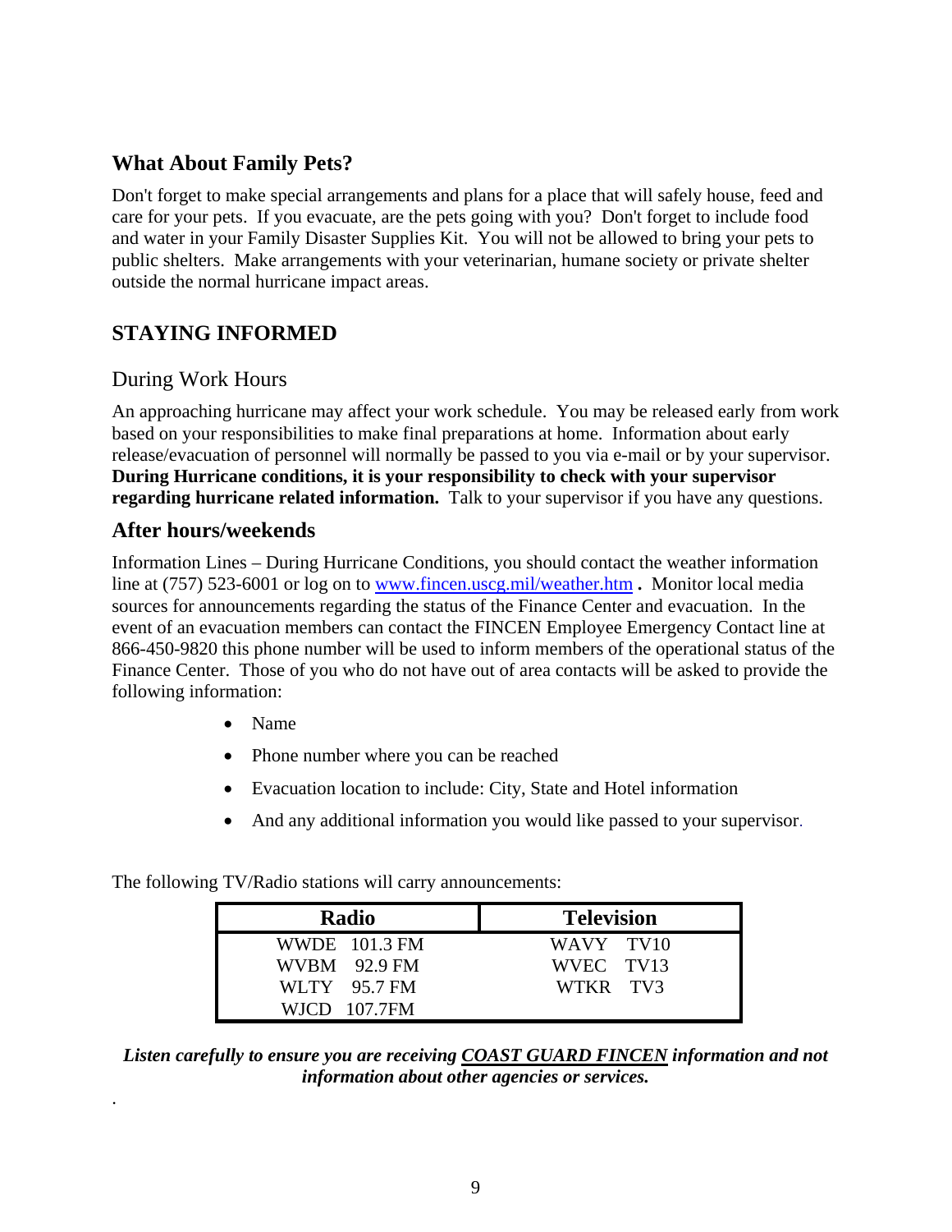## What About Family Pets?

Don't forget to make special arrangements and plans for a place that will safely house, feed and care for your pets. If you evacuate, are the pets going with you? Don't forget to include food and water in your Family Disaster Supplies Kit. You will not be allowed to bring your pets to public shelters. Make arrangements with your veterinarian, humane society or private shelter outside the normal hurricane impact areas.

## STAYING INFORMED

### During Work Hours

An approaching hurricane may affect your work schedule. You may be released early from work based on your responsibilities to make final preparations at home. Information about early release/evacuation of personnel will normally be passed to you via e-mail or by your supervisor. **During Hurricane conditions, it is your responsibility to check with your supervisor regarding hurricane related information.** Talk to your supervisor if you have any questions.

### After hours/weekends

Information Lines – During Hurricane Conditions, you should contact the weather information line at (757) 523-6001 or log on to www.fincen.uscg.mil/weather.htm **.** Monitor local media sources for announcements regarding the status of the Finance Center and evacuation. In the event of an evacuation members can contact the FINCEN Employee Emergency Contact line at 866-450-9820 this phone number will be used to inform members of the operational status of the Finance Center. Those of you who do not have out of area contacts will be asked to provide the following information:

- Name
- Phone number where you can be reached
- Evacuation location to include: City, State and Hotel information
- And any additional information you would like passed to your supervisor.

The following TV/Radio stations will carry announcements:

| Radio | Television |
|---|---|
| WWDE 101.3 FM | WAVY TV10 |
| WVBM 92.9 FM | WVEC TV13 |
| WLTY 95.7 FM | WTKR TV3 |
| WJCD 107.7FM | |

***Listen carefully to ensure you are receiving <u>COAST GUARD FINCEN</u> information and not information about other agencies or services.***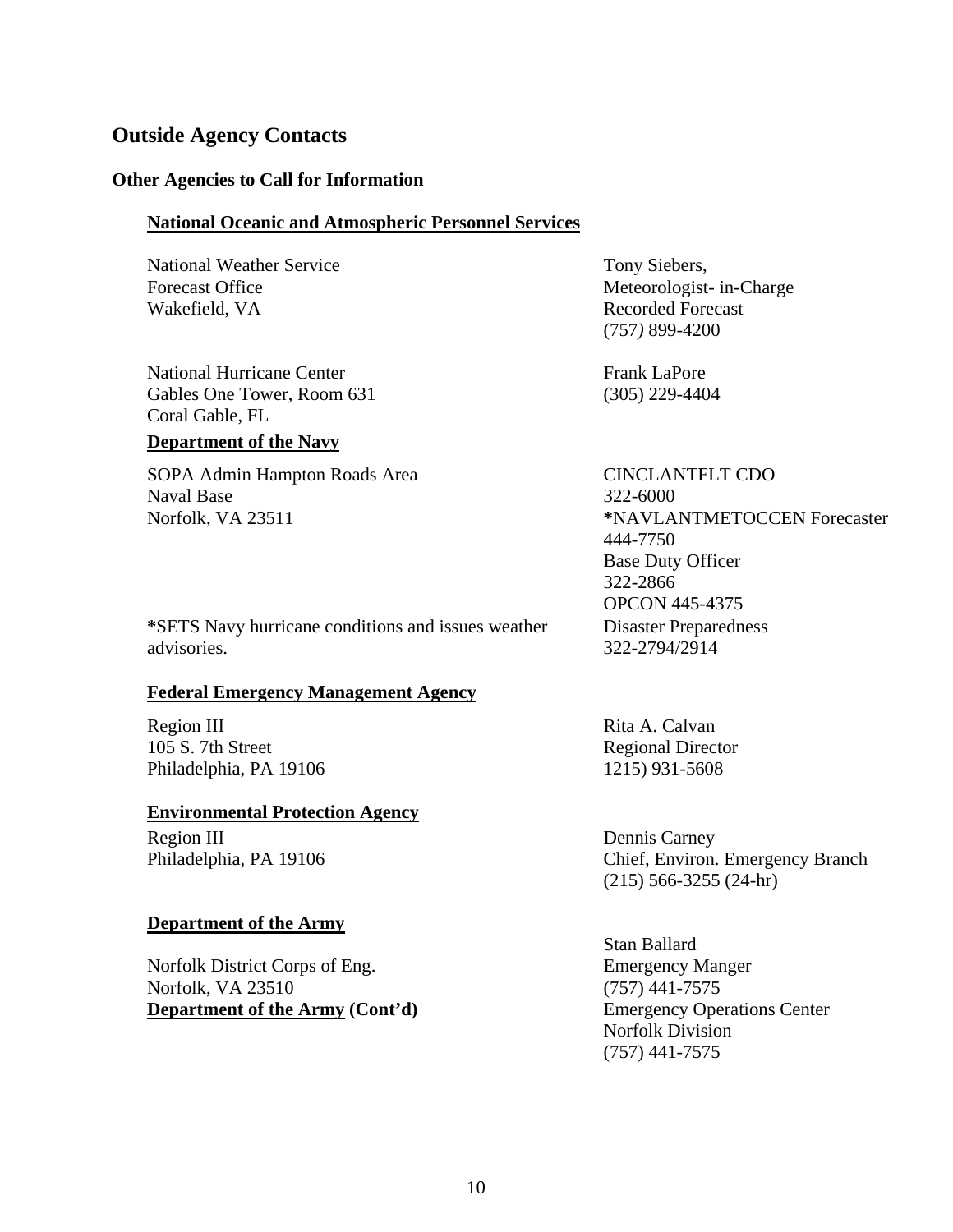## Outside Agency Contacts

### Other Agencies to Call for Information

**National Oceanic and Atmospheric Personnel Services**

| | |
|---|---|
| National Weather Service<br>Forecast Office<br>Wakefield, VA | Tony Siebers,<br>Meteorologist- in-Charge<br>Recorded Forecast<br>(757*)* 899-4200 |
| National Hurricane Center<br>Gables One Tower, Room 631<br>Coral Gable, FL | Frank LaPore<br>(305) 229-4404 |

**Department of the Navy**

| | |
|---|---|
| SOPA Admin Hampton Roads Area<br>Naval Base<br>Norfolk, VA 23511 | CINCLANTFLT CDO<br>322-6000<br>**\***NAVLANTMETOCCEN Forecaster<br>444-7750<br>Base Duty Officer<br>322-2866<br>OPCON 445-4375 |
| **\***SETS Navy hurricane conditions and issues weather advisories. | Disaster Preparedness<br>322-2794/2914 |

**Federal Emergency Management Agency**

| | |
|---|---|
| Region III<br>105 S. 7th Street<br>Philadelphia, PA 19106 | Rita A. Calvan<br>Regional Director<br>1215) 931-5608 |

**Environmental Protection Agency**

| | |
|---|---|
| Region III<br>Philadelphia, PA 19106 | Dennis Carney<br>Chief, Environ. Emergency Branch<br>(215) 566-3255 (24-hr) |

**Department of the Army**

| | |
|---|---|
| Norfolk District Corps of Eng.<br>Norfolk, VA 23510 | Stan Ballard<br>Emergency Manger<br>(757) 441-7575 |
| **Department of the Army (Cont'd)** | Emergency Operations Center<br>Norfolk Division<br>(757) 441-7575 |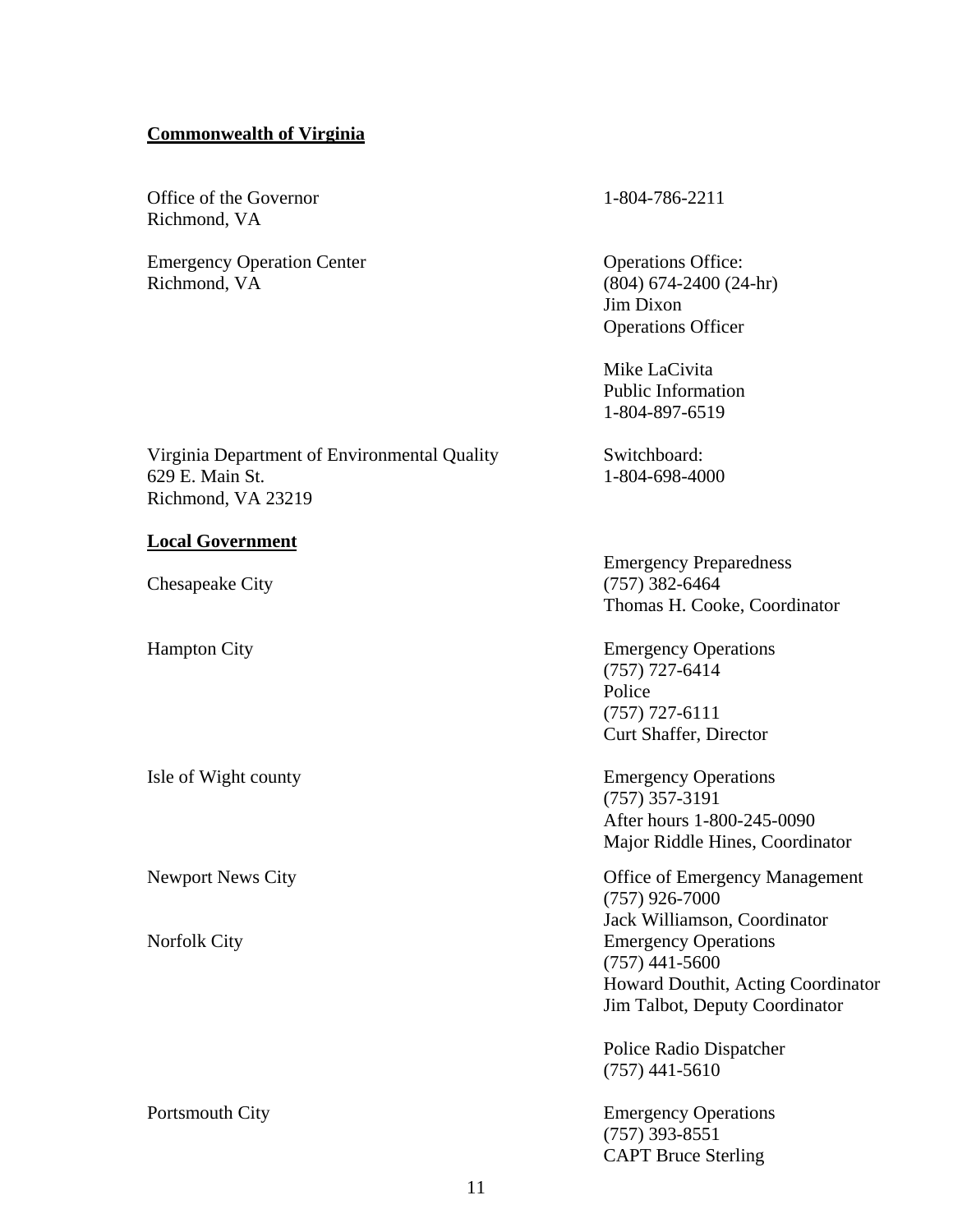**Commonwealth of Virginia**

| | |
|---|---|
| Office of the Governor<br>Richmond, VA | 1-804-786-2211 |
| Emergency Operation Center<br>Richmond, VA | Operations Office:<br>(804) 674-2400 (24-hr)<br>Jim Dixon<br>Operations Officer<br><br>Mike LaCivita<br>Public Information<br>1-804-897-6519 |
| Virginia Department of Environmental Quality<br>629 E. Main St.<br>Richmond, VA 23219 | Switchboard:<br>1-804-698-4000 |

**Local Government**

| | |
|---|---|
| Chesapeake City | Emergency Preparedness<br>(757) 382-6464<br>Thomas H. Cooke, Coordinator |
| Hampton City | Emergency Operations<br>(757) 727-6414<br>Police<br>(757) 727-6111<br>Curt Shaffer, Director |
| Isle of Wight county | Emergency Operations<br>(757) 357-3191<br>After hours 1-800-245-0090<br>Major Riddle Hines, Coordinator |
| Newport News City | Office of Emergency Management<br>(757) 926-7000<br>Jack Williamson, Coordinator |
| Norfolk City | Emergency Operations<br>(757) 441-5600<br>Howard Douthit, Acting Coordinator<br>Jim Talbot, Deputy Coordinator<br><br>Police Radio Dispatcher<br>(757) 441-5610 |
| Portsmouth City | Emergency Operations<br>(757) 393-8551<br>CAPT Bruce Sterling |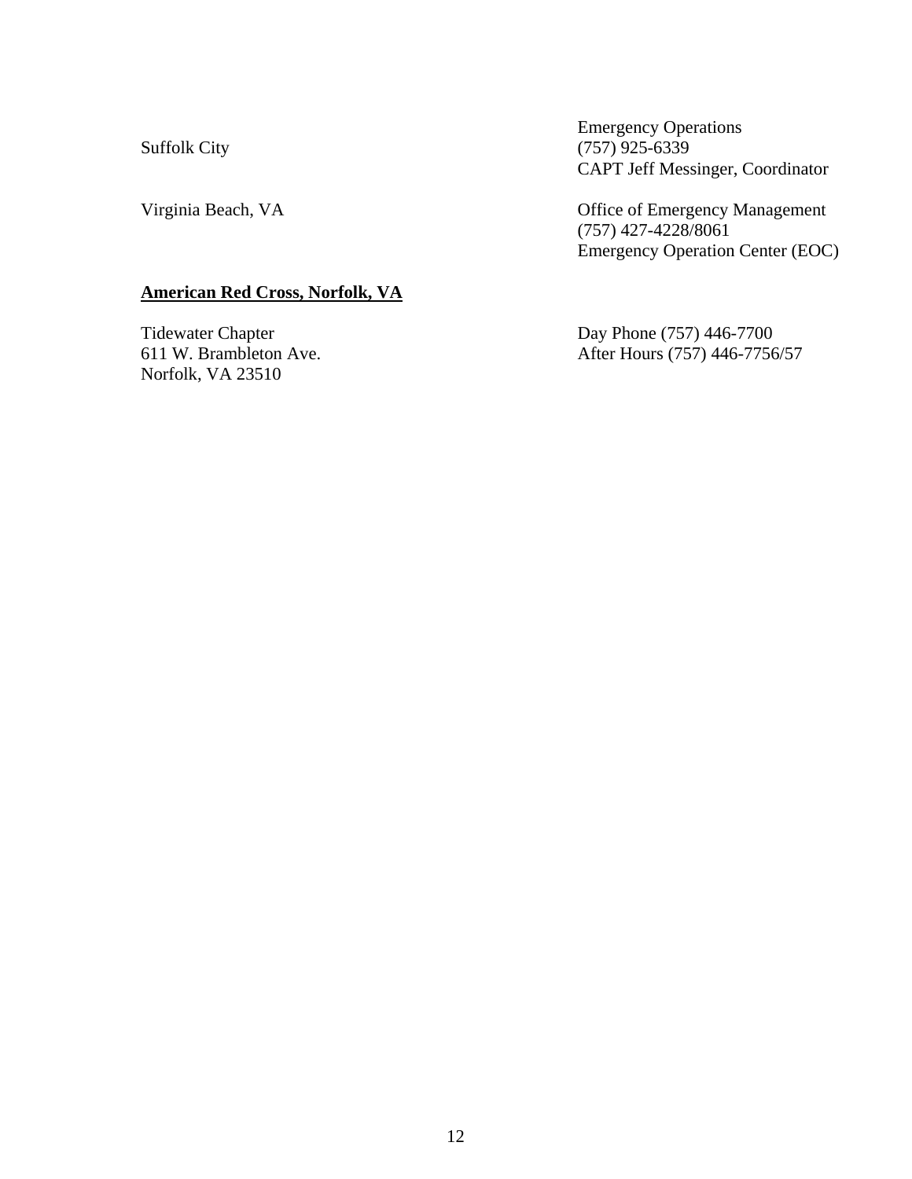Suffolk City

Emergency Operations
(757) 925-6339
CAPT Jeff Messinger, Coordinator

Virginia Beach, VA

Office of Emergency Management
(757) 427-4228/8061
Emergency Operation Center (EOC)

**<u>American Red Cross, Norfolk, VA</u>**

Tidewater Chapter
611 W. Brambleton Ave.
Norfolk, VA 23510

Day Phone (757) 446-7700
After Hours (757) 446-7756/57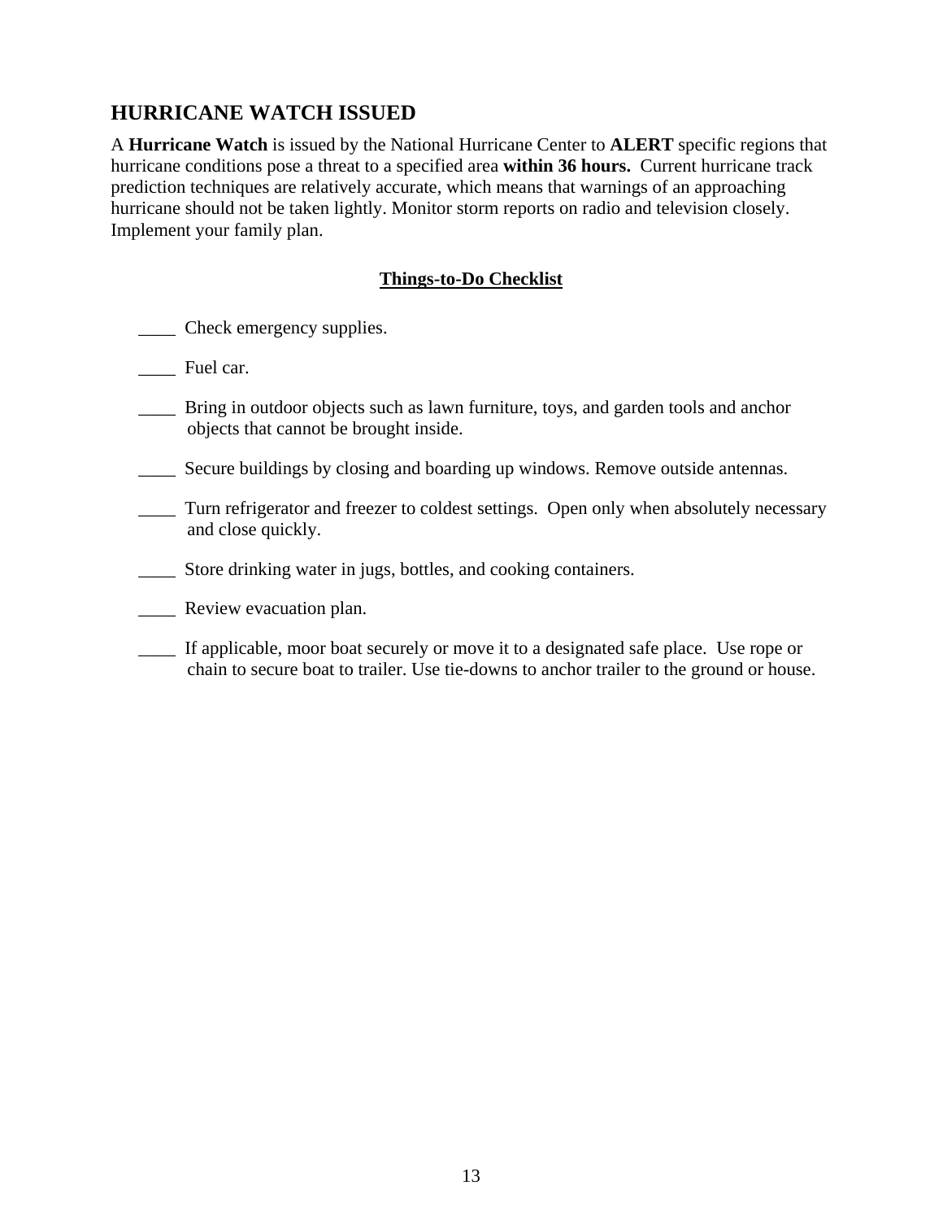## HURRICANE WATCH ISSUED

A **Hurricane Watch** is issued by the National Hurricane Center to **ALERT** specific regions that hurricane conditions pose a threat to a specified area **within 36 hours.** Current hurricane track prediction techniques are relatively accurate, which means that warnings of an approaching hurricane should not be taken lightly. Monitor storm reports on radio and television closely. Implement your family plan.

**Things-to-Do Checklist**

____ Check emergency supplies.

____ Fuel car.

____ Bring in outdoor objects such as lawn furniture, toys, and garden tools and anchor objects that cannot be brought inside.

____ Secure buildings by closing and boarding up windows. Remove outside antennas.

____ Turn refrigerator and freezer to coldest settings. Open only when absolutely necessary and close quickly.

____ Store drinking water in jugs, bottles, and cooking containers.

____ Review evacuation plan.

____ If applicable, moor boat securely or move it to a designated safe place. Use rope or chain to secure boat to trailer. Use tie-downs to anchor trailer to the ground or house.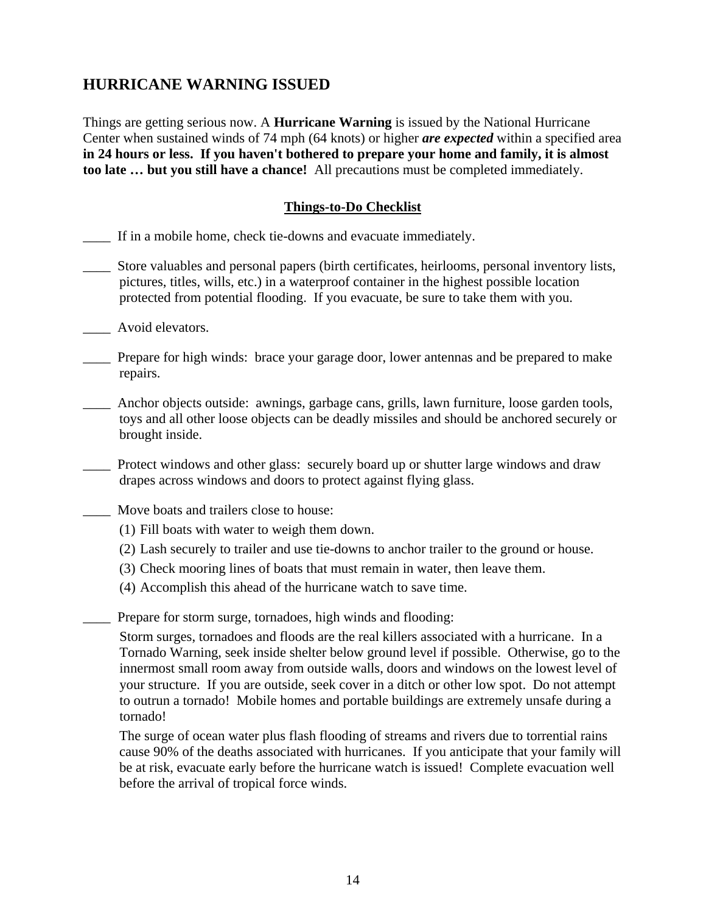## HURRICANE WARNING ISSUED

Things are getting serious now. A **Hurricane Warning** is issued by the National Hurricane Center when sustained winds of 74 mph (64 knots) or higher ***are expected*** within a specified area **in 24 hours or less. If you haven't bothered to prepare your home and family, it is almost too late … but you still have a chance!** All precautions must be completed immediately.

**Things-to-Do Checklist**

____ If in a mobile home, check tie-downs and evacuate immediately.

____ Store valuables and personal papers (birth certificates, heirlooms, personal inventory lists, pictures, titles, wills, etc.) in a waterproof container in the highest possible location protected from potential flooding. If you evacuate, be sure to take them with you.

____ Avoid elevators.

____ Prepare for high winds: brace your garage door, lower antennas and be prepared to make repairs.

____ Anchor objects outside: awnings, garbage cans, grills, lawn furniture, loose garden tools, toys and all other loose objects can be deadly missiles and should be anchored securely or brought inside.

____ Protect windows and other glass: securely board up or shutter large windows and draw drapes across windows and doors to protect against flying glass.

____ Move boats and trailers close to house:

(1) Fill boats with water to weigh them down.
(2) Lash securely to trailer and use tie-downs to anchor trailer to the ground or house.
(3) Check mooring lines of boats that must remain in water, then leave them.
(4) Accomplish this ahead of the hurricane watch to save time.

____ Prepare for storm surge, tornadoes, high winds and flooding:

Storm surges, tornadoes and floods are the real killers associated with a hurricane. In a Tornado Warning, seek inside shelter below ground level if possible. Otherwise, go to the innermost small room away from outside walls, doors and windows on the lowest level of your structure. If you are outside, seek cover in a ditch or other low spot. Do not attempt to outrun a tornado! Mobile homes and portable buildings are extremely unsafe during a tornado!

The surge of ocean water plus flash flooding of streams and rivers due to torrential rains cause 90% of the deaths associated with hurricanes. If you anticipate that your family will be at risk, evacuate early before the hurricane watch is issued! Complete evacuation well before the arrival of tropical force winds.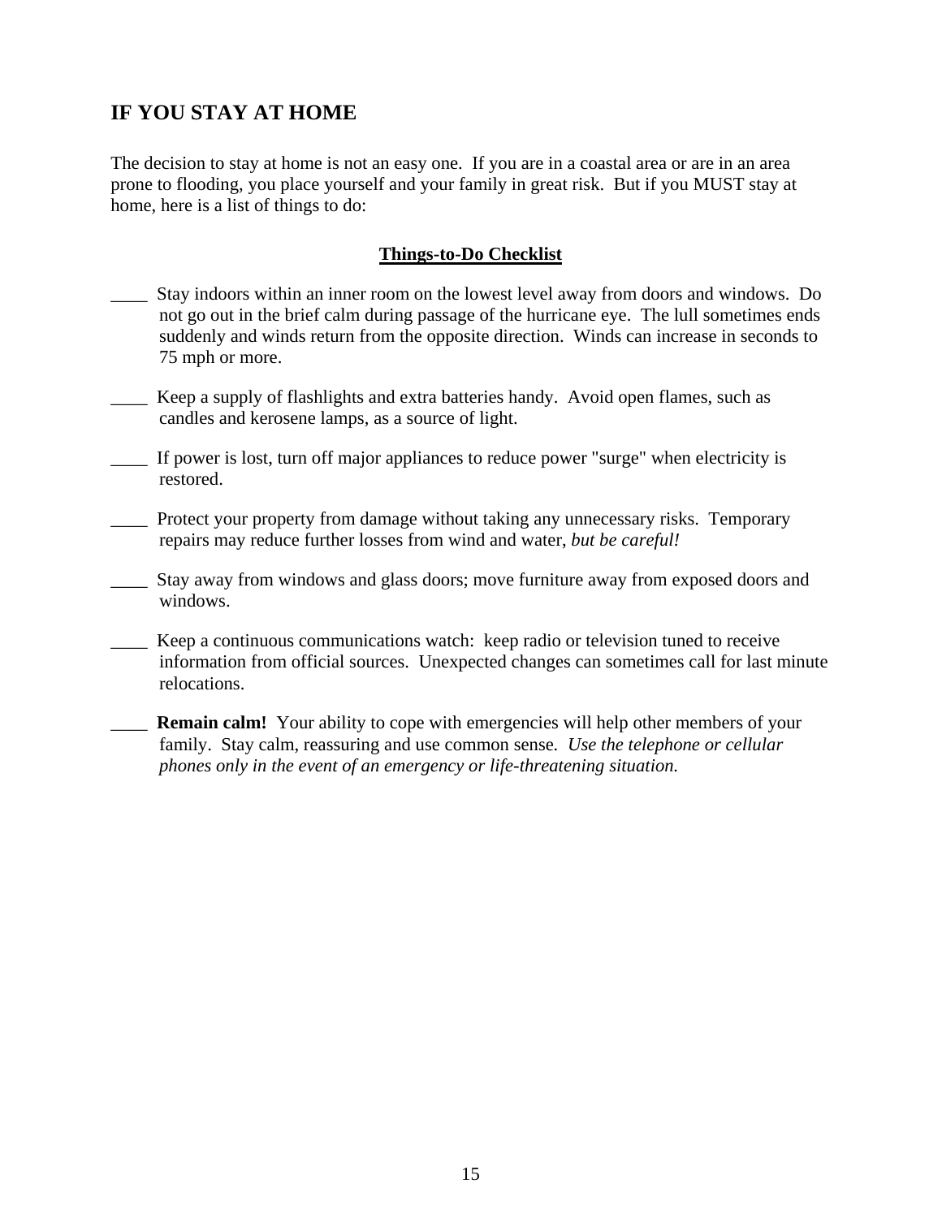## IF YOU STAY AT HOME

The decision to stay at home is not an easy one. If you are in a coastal area or are in an area prone to flooding, you place yourself and your family in great risk. But if you MUST stay at home, here is a list of things to do:

**Things-to-Do Checklist**

____ Stay indoors within an inner room on the lowest level away from doors and windows. Do not go out in the brief calm during passage of the hurricane eye. The lull sometimes ends suddenly and winds return from the opposite direction. Winds can increase in seconds to 75 mph or more.

____ Keep a supply of flashlights and extra batteries handy. Avoid open flames, such as candles and kerosene lamps, as a source of light.

____ If power is lost, turn off major appliances to reduce power "surge" when electricity is restored.

____ Protect your property from damage without taking any unnecessary risks. Temporary repairs may reduce further losses from wind and water, *but be careful!*

____ Stay away from windows and glass doors; move furniture away from exposed doors and windows.

____ Keep a continuous communications watch: keep radio or television tuned to receive information from official sources. Unexpected changes can sometimes call for last minute relocations.

____ **Remain calm!** Your ability to cope with emergencies will help other members of your family. Stay calm, reassuring and use common sense. *Use the telephone or cellular phones only in the event of an emergency or life-threatening situation.*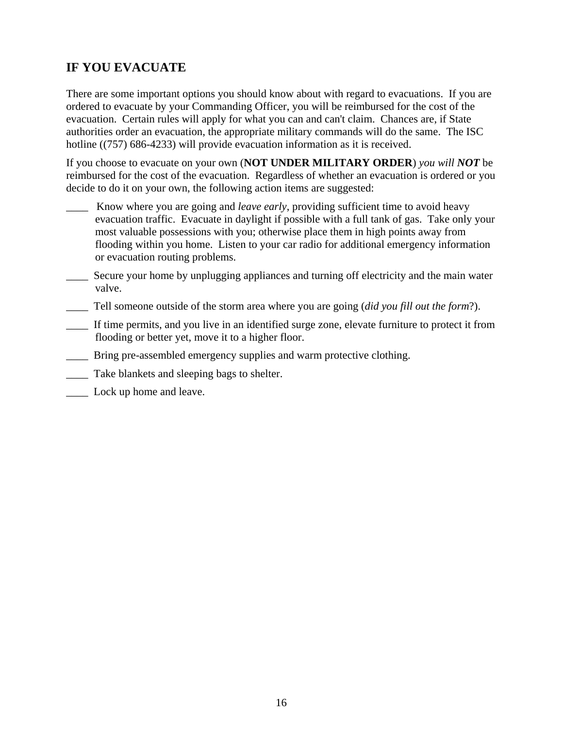## IF YOU EVACUATE

There are some important options you should know about with regard to evacuations. If you are ordered to evacuate by your Commanding Officer, you will be reimbursed for the cost of the evacuation. Certain rules will apply for what you can and can't claim. Chances are, if State authorities order an evacuation, the appropriate military commands will do the same. The ISC hotline ((757) 686-4233) will provide evacuation information as it is received.

If you choose to evacuate on your own (**NOT UNDER MILITARY ORDER**) *you will **NOT*** be reimbursed for the cost of the evacuation. Regardless of whether an evacuation is ordered or you decide to do it on your own, the following action items are suggested:

____ Know where you are going and *leave early*, providing sufficient time to avoid heavy evacuation traffic. Evacuate in daylight if possible with a full tank of gas. Take only your most valuable possessions with you; otherwise place them in high points away from flooding within you home. Listen to your car radio for additional emergency information or evacuation routing problems.

____ Secure your home by unplugging appliances and turning off electricity and the main water valve.

____ Tell someone outside of the storm area where you are going (*did you fill out the form*?).

____ If time permits, and you live in an identified surge zone, elevate furniture to protect it from flooding or better yet, move it to a higher floor.

____ Bring pre-assembled emergency supplies and warm protective clothing.

____ Take blankets and sleeping bags to shelter.

____ Lock up home and leave.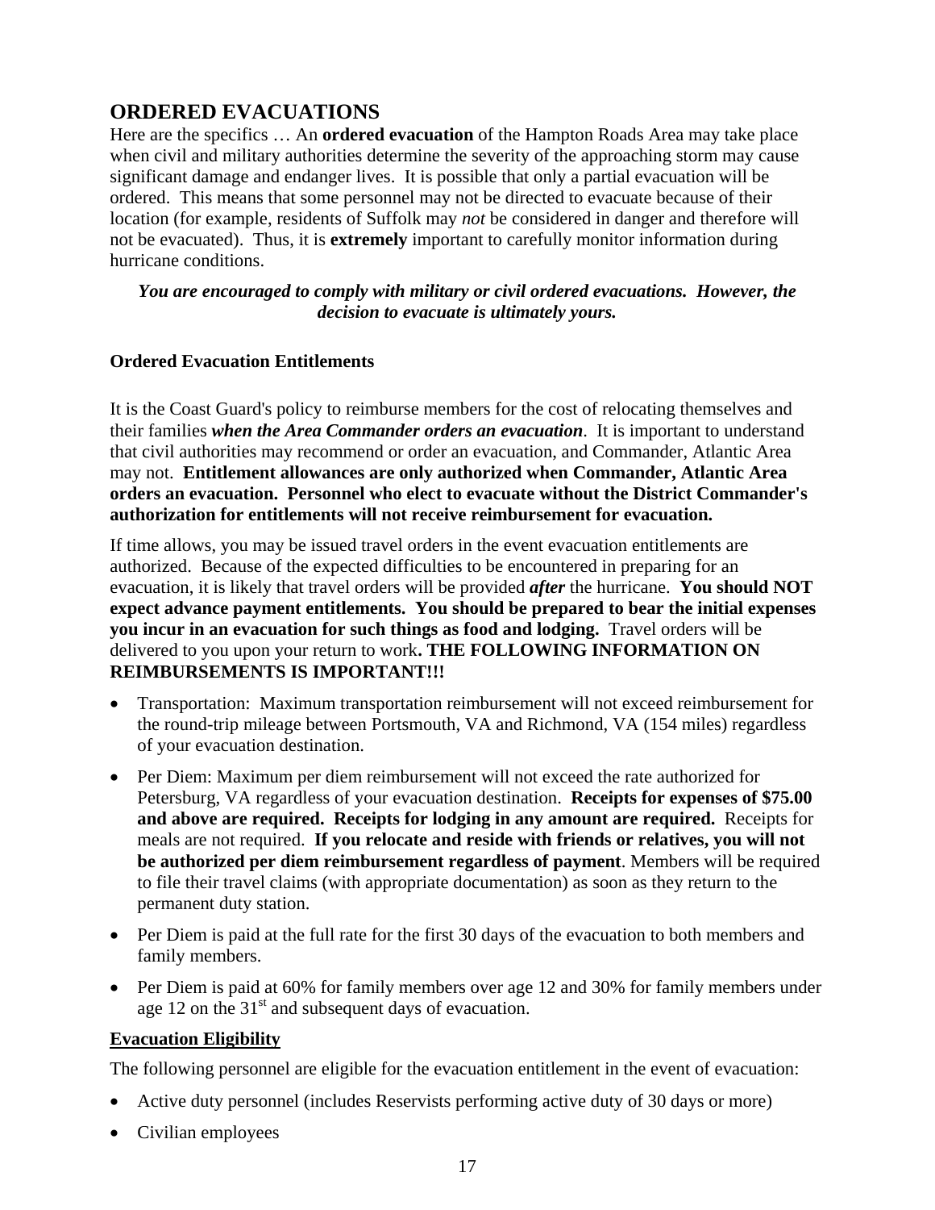## ORDERED EVACUATIONS

Here are the specifics … An **ordered evacuation** of the Hampton Roads Area may take place when civil and military authorities determine the severity of the approaching storm may cause significant damage and endanger lives. It is possible that only a partial evacuation will be ordered. This means that some personnel may not be directed to evacuate because of their location (for example, residents of Suffolk may *not* be considered in danger and therefore will not be evacuated). Thus, it is **extremely** important to carefully monitor information during hurricane conditions.

***You are encouraged to comply with military or civil ordered evacuations. However, the decision to evacuate is ultimately yours.***

**Ordered Evacuation Entitlements**

It is the Coast Guard's policy to reimburse members for the cost of relocating themselves and their families ***when the Area Commander orders an evacuation***. It is important to understand that civil authorities may recommend or order an evacuation, and Commander, Atlantic Area may not. **Entitlement allowances are only authorized when Commander, Atlantic Area orders an evacuation. Personnel who elect to evacuate without the District Commander's authorization for entitlements will not receive reimbursement for evacuation.**

If time allows, you may be issued travel orders in the event evacuation entitlements are authorized. Because of the expected difficulties to be encountered in preparing for an evacuation, it is likely that travel orders will be provided ***after*** the hurricane. **You should NOT expect advance payment entitlements. You should be prepared to bear the initial expenses you incur in an evacuation for such things as food and lodging.** Travel orders will be delivered to you upon your return to work**. THE FOLLOWING INFORMATION ON REIMBURSEMENTS IS IMPORTANT!!!**

- Transportation: Maximum transportation reimbursement will not exceed reimbursement for the round-trip mileage between Portsmouth, VA and Richmond, VA (154 miles) regardless of your evacuation destination.
- Per Diem: Maximum per diem reimbursement will not exceed the rate authorized for Petersburg, VA regardless of your evacuation destination. **Receipts for expenses of $75.00 and above are required. Receipts for lodging in any amount are required.** Receipts for meals are not required. **If you relocate and reside with friends or relatives, you will not be authorized per diem reimbursement regardless of payment**. Members will be required to file their travel claims (with appropriate documentation) as soon as they return to the permanent duty station.
- Per Diem is paid at the full rate for the first 30 days of the evacuation to both members and family members.
- Per Diem is paid at 60% for family members over age 12 and 30% for family members under age 12 on the 31st and subsequent days of evacuation.

**Evacuation Eligibility**

The following personnel are eligible for the evacuation entitlement in the event of evacuation:

- Active duty personnel (includes Reservists performing active duty of 30 days or more)
- Civilian employees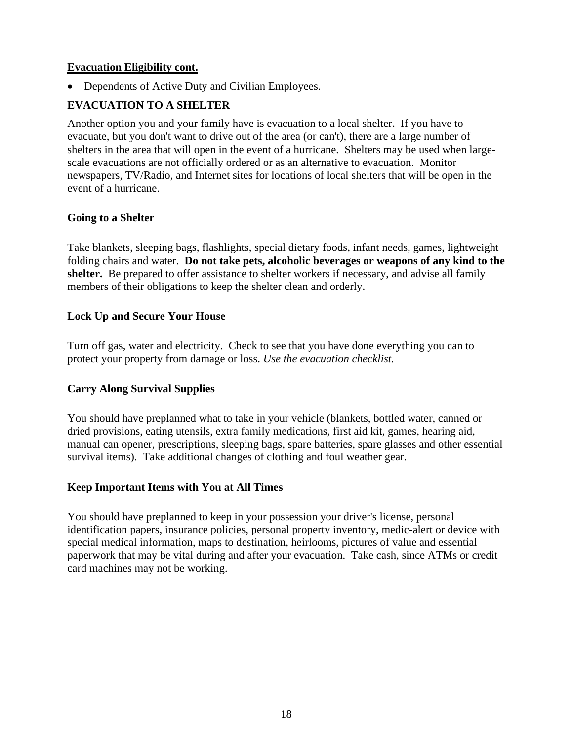**Evacuation Eligibility cont.**

- Dependents of Active Duty and Civilian Employees.

## EVACUATION TO A SHELTER

Another option you and your family have is evacuation to a local shelter. If you have to evacuate, but you don't want to drive out of the area (or can't), there are a large number of shelters in the area that will open in the event of a hurricane. Shelters may be used when large-scale evacuations are not officially ordered or as an alternative to evacuation. Monitor newspapers, TV/Radio, and Internet sites for locations of local shelters that will be open in the event of a hurricane.

### Going to a Shelter

Take blankets, sleeping bags, flashlights, special dietary foods, infant needs, games, lightweight folding chairs and water. **Do not take pets, alcoholic beverages or weapons of any kind to the shelter.** Be prepared to offer assistance to shelter workers if necessary, and advise all family members of their obligations to keep the shelter clean and orderly.

### Lock Up and Secure Your House

Turn off gas, water and electricity. Check to see that you have done everything you can to protect your property from damage or loss. *Use the evacuation checklist.*

### Carry Along Survival Supplies

You should have preplanned what to take in your vehicle (blankets, bottled water, canned or dried provisions, eating utensils, extra family medications, first aid kit, games, hearing aid, manual can opener, prescriptions, sleeping bags, spare batteries, spare glasses and other essential survival items). Take additional changes of clothing and foul weather gear.

### Keep Important Items with You at All Times

You should have preplanned to keep in your possession your driver's license, personal identification papers, insurance policies, personal property inventory, medic-alert or device with special medical information, maps to destination, heirlooms, pictures of value and essential paperwork that may be vital during and after your evacuation. Take cash, since ATMs or credit card machines may not be working.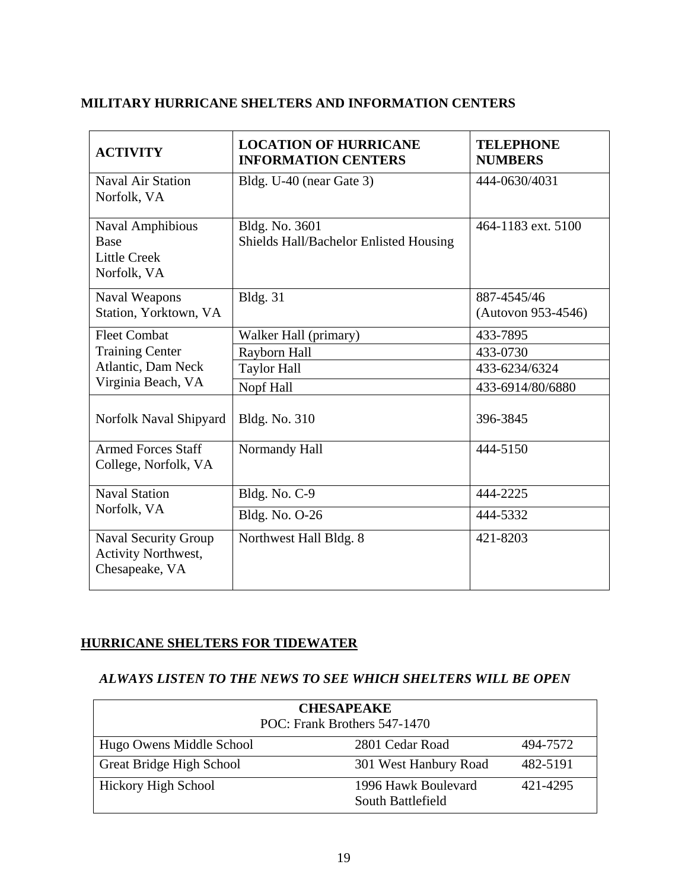## MILITARY HURRICANE SHELTERS AND INFORMATION CENTERS

| ACTIVITY | LOCATION OF HURRICANE INFORMATION CENTERS | TELEPHONE NUMBERS |
|---|---|---|
| Naval Air Station Norfolk, VA | Bldg. U-40 (near Gate 3) | 444-0630/4031 |
| Naval Amphibious Base Little Creek Norfolk, VA | Bldg. No. 3601 Shields Hall/Bachelor Enlisted Housing | 464-1183 ext. 5100 |
| Naval Weapons Station, Yorktown, VA | Bldg. 31 | 887-4545/46 (Autovon 953-4546) |
| Fleet Combat Training Center Atlantic, Dam Neck Virginia Beach, VA | Walker Hall (primary) | 433-7895 |
| | Rayborn Hall | 433-0730 |
| | Taylor Hall | 433-6234/6324 |
| | Nopf Hall | 433-6914/80/6880 |
| Norfolk Naval Shipyard | Bldg. No. 310 | 396-3845 |
| Armed Forces Staff College, Norfolk, VA | Normandy Hall | 444-5150 |
| Naval Station Norfolk, VA | Bldg. No. C-9 | 444-2225 |
| | Bldg. No. O-26 | 444-5332 |
| Naval Security Group Activity Northwest, Chesapeake, VA | Northwest Hall Bldg. 8 | 421-8203 |

## HURRICANE SHELTERS FOR TIDEWATER

***ALWAYS LISTEN TO THE NEWS TO SEE WHICH SHELTERS WILL BE OPEN***

| **CHESAPEAKE** POC: Frank Brothers 547-1470 | | |
|---|---|---|
| Hugo Owens Middle School | 2801 Cedar Road | 494-7572 |
| Great Bridge High School | 301 West Hanbury Road | 482-5191 |
| Hickory High School | 1996 Hawk Boulevard South Battlefield | 421-4295 |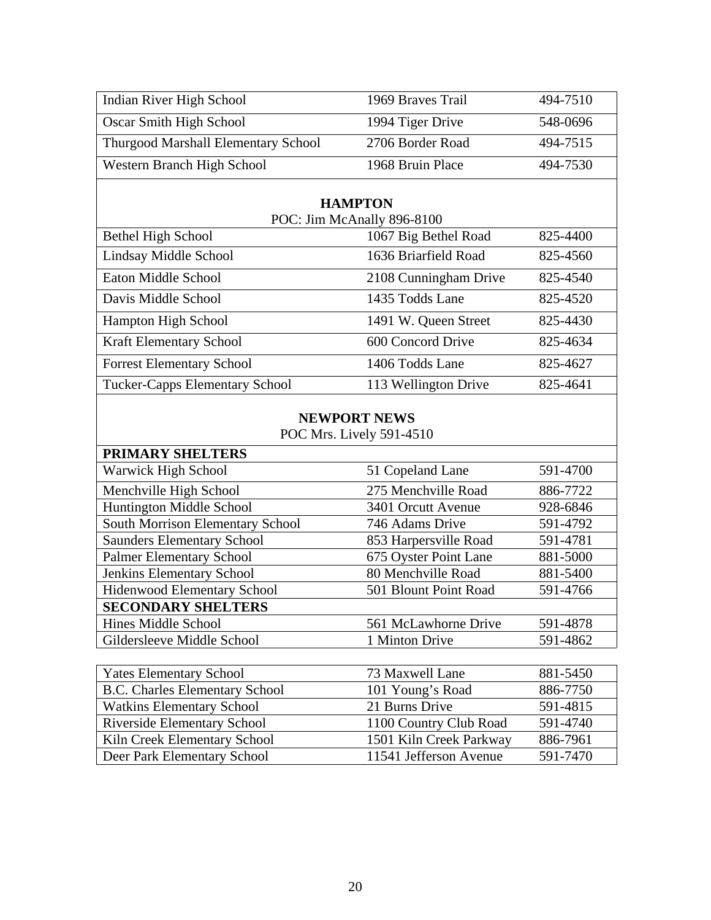| | | |
|---|---|---|
| Indian River High School | 1969 Braves Trail | 494-7510 |
| Oscar Smith High School | 1994 Tiger Drive | 548-0696 |
| Thurgood Marshall Elementary School | 2706 Border Road | 494-7515 |
| Western Branch High School | 1968 Bruin Place | 494-7530 |

**HAMPTON**

POC: Jim McAnally 896-8100

| | | |
|---|---|---|
| Bethel High School | 1067 Big Bethel Road | 825-4400 |
| Lindsay Middle School | 1636 Briarfield Road | 825-4560 |
| Eaton Middle School | 2108 Cunningham Drive | 825-4540 |
| Davis Middle School | 1435 Todds Lane | 825-4520 |
| Hampton High School | 1491 W. Queen Street | 825-4430 |
| Kraft Elementary School | 600 Concord Drive | 825-4634 |
| Forrest Elementary School | 1406 Todds Lane | 825-4627 |
| Tucker-Capps Elementary School | 113 Wellington Drive | 825-4641 |

**NEWPORT NEWS**

POC Mrs. Lively 591-4510

| | | |
|---|---|---|
| **PRIMARY SHELTERS** | | |
| Warwick High School | 51 Copeland Lane | 591-4700 |
| Menchville High School | 275 Menchville Road | 886-7722 |
| Huntington Middle School | 3401 Orcutt Avenue | 928-6846 |
| South Morrison Elementary School | 746 Adams Drive | 591-4792 |
| Saunders Elementary School | 853 Harpersville Road | 591-4781 |
| Palmer Elementary School | 675 Oyster Point Lane | 881-5000 |
| Jenkins Elementary School | 80 Menchville Road | 881-5400 |
| Hidenwood Elementary School | 501 Blount Point Road | 591-4766 |
| **SECONDARY SHELTERS** | | |
| Hines Middle School | 561 McLawhorne Drive | 591-4878 |
| Gildersleeve Middle School | 1 Minton Drive | 591-4862 |

| | | |
|---|---|---|
| Yates Elementary School | 73 Maxwell Lane | 881-5450 |
| B.C. Charles Elementary School | 101 Young's Road | 886-7750 |
| Watkins Elementary School | 21 Burns Drive | 591-4815 |
| Riverside Elementary School | 1100 Country Club Road | 591-4740 |
| Kiln Creek Elementary School | 1501 Kiln Creek Parkway | 886-7961 |
| Deer Park Elementary School | 11541 Jefferson Avenue | 591-7470 |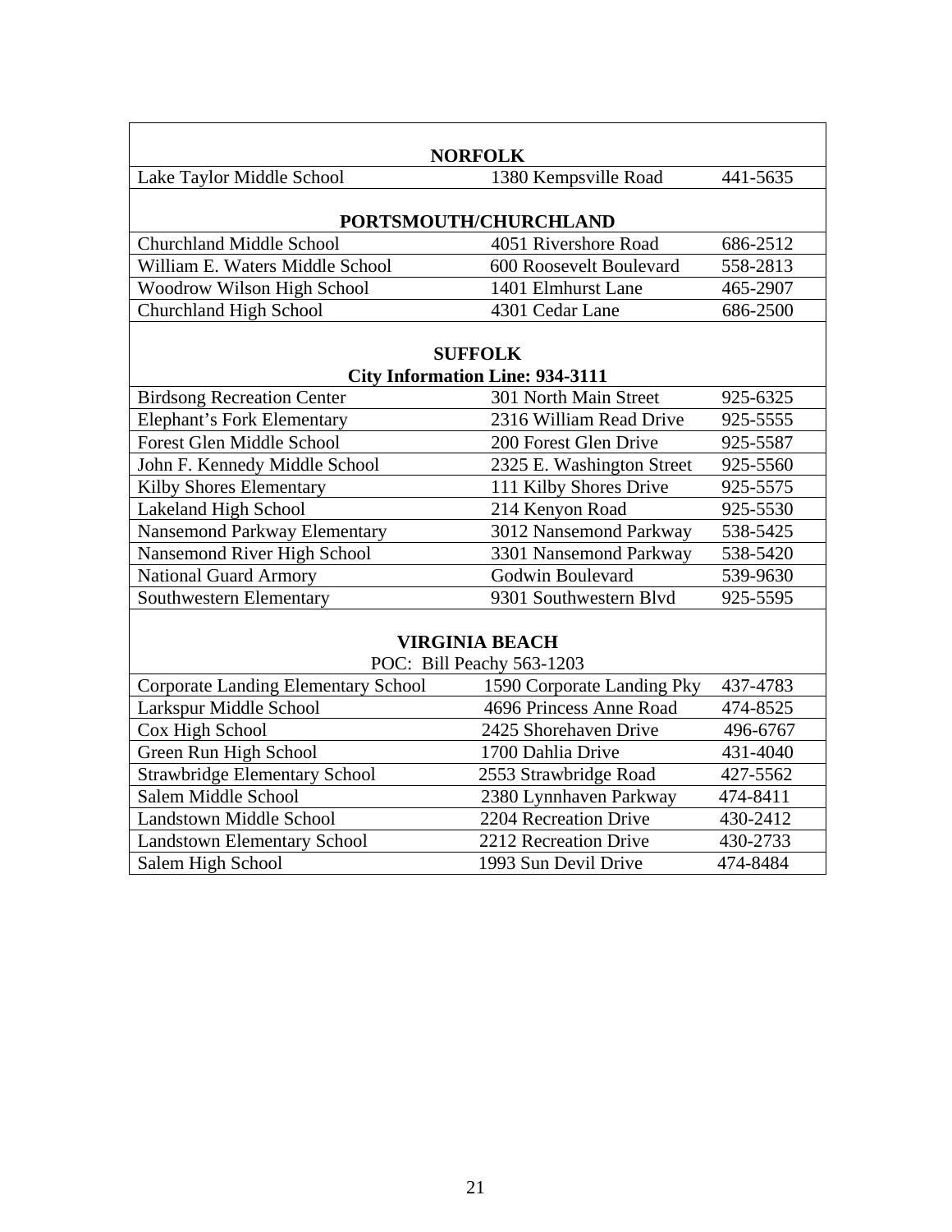| NORFOLK | | |
|---|---|---|
| Lake Taylor Middle School | 1380 Kempsville Road | 441-5635 |
| **PORTSMOUTH/CHURCHLAND** | | |
| Churchland Middle School | 4051 Rivershore Road | 686-2512 |
| William E. Waters Middle School | 600 Roosevelt Boulevard | 558-2813 |
| Woodrow Wilson High School | 1401 Elmhurst Lane | 465-2907 |
| Churchland High School | 4301 Cedar Lane | 686-2500 |
| **SUFFOLK** <br> **City Information Line: 934-3111** | | |
| Birdsong Recreation Center | 301 North Main Street | 925-6325 |
| Elephant's Fork Elementary | 2316 William Read Drive | 925-5555 |
| Forest Glen Middle School | 200 Forest Glen Drive | 925-5587 |
| John F. Kennedy Middle School | 2325 E. Washington Street | 925-5560 |
| Kilby Shores Elementary | 111 Kilby Shores Drive | 925-5575 |
| Lakeland High School | 214 Kenyon Road | 925-5530 |
| Nansemond Parkway Elementary | 3012 Nansemond Parkway | 538-5425 |
| Nansemond River High School | 3301 Nansemond Parkway | 538-5420 |
| National Guard Armory | Godwin Boulevard | 539-9630 |
| Southwestern Elementary | 9301 Southwestern Blvd | 925-5595 |
| **VIRGINIA BEACH** <br> POC: Bill Peachy 563-1203 | | |
| Corporate Landing Elementary School | 1590 Corporate Landing Pky | 437-4783 |
| Larkspur Middle School | 4696 Princess Anne Road | 474-8525 |
| Cox High School | 2425 Shorehaven Drive | 496-6767 |
| Green Run High School | 1700 Dahlia Drive | 431-4040 |
| Strawbridge Elementary School | 2553 Strawbridge Road | 427-5562 |
| Salem Middle School | 2380 Lynnhaven Parkway | 474-8411 |
| Landstown Middle School | 2204 Recreation Drive | 430-2412 |
| Landstown Elementary School | 2212 Recreation Drive | 430-2733 |
| Salem High School | 1993 Sun Devil Drive | 474-8484 |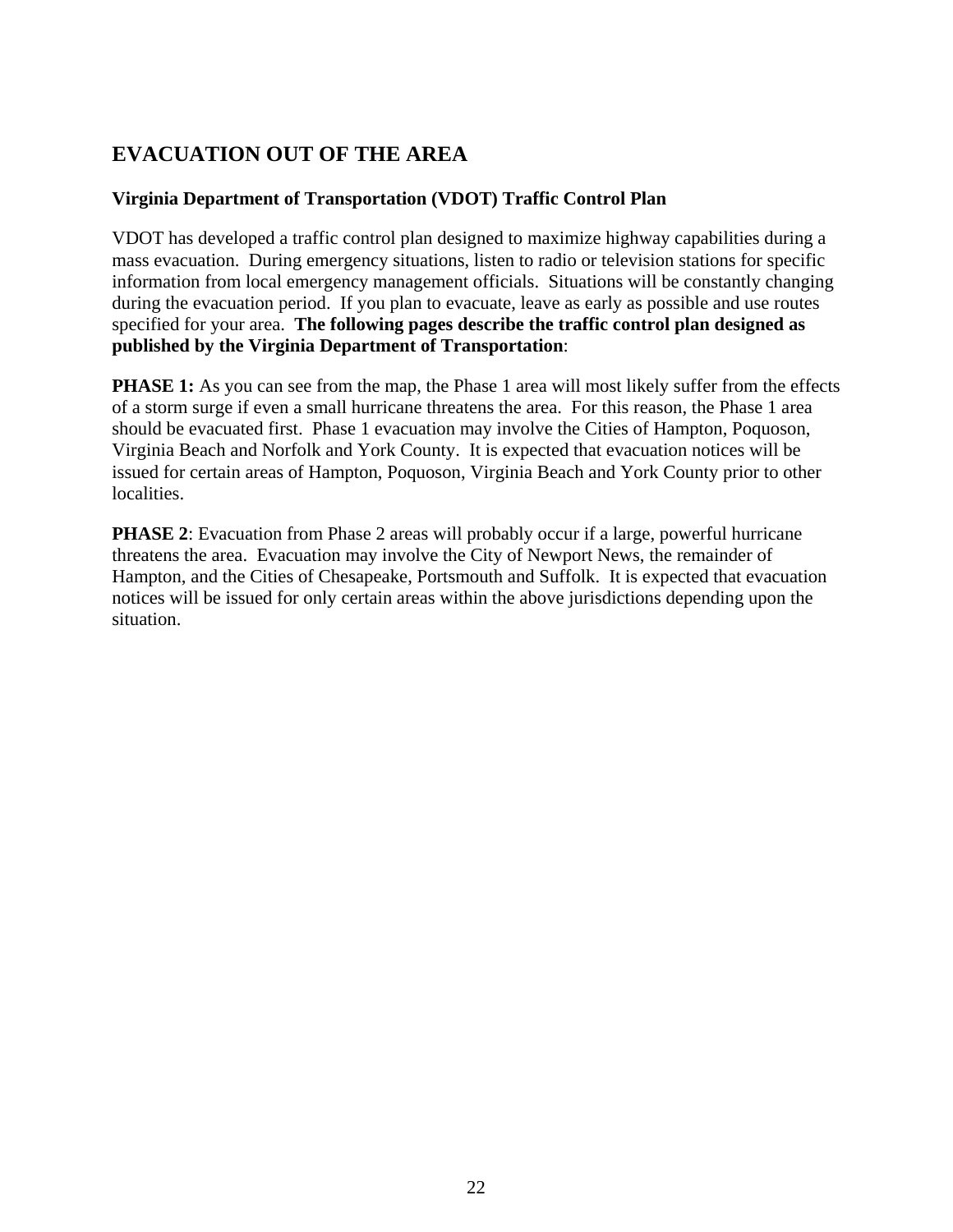## EVACUATION OUT OF THE AREA

### Virginia Department of Transportation (VDOT) Traffic Control Plan

VDOT has developed a traffic control plan designed to maximize highway capabilities during a mass evacuation. During emergency situations, listen to radio or television stations for specific information from local emergency management officials. Situations will be constantly changing during the evacuation period. If you plan to evacuate, leave as early as possible and use routes specified for your area. **The following pages describe the traffic control plan designed as published by the Virginia Department of Transportation**:

**PHASE 1:** As you can see from the map, the Phase 1 area will most likely suffer from the effects of a storm surge if even a small hurricane threatens the area. For this reason, the Phase 1 area should be evacuated first. Phase 1 evacuation may involve the Cities of Hampton, Poquoson, Virginia Beach and Norfolk and York County. It is expected that evacuation notices will be issued for certain areas of Hampton, Poquoson, Virginia Beach and York County prior to other localities.

**PHASE 2**: Evacuation from Phase 2 areas will probably occur if a large, powerful hurricane threatens the area. Evacuation may involve the City of Newport News, the remainder of Hampton, and the Cities of Chesapeake, Portsmouth and Suffolk. It is expected that evacuation notices will be issued for only certain areas within the above jurisdictions depending upon the situation.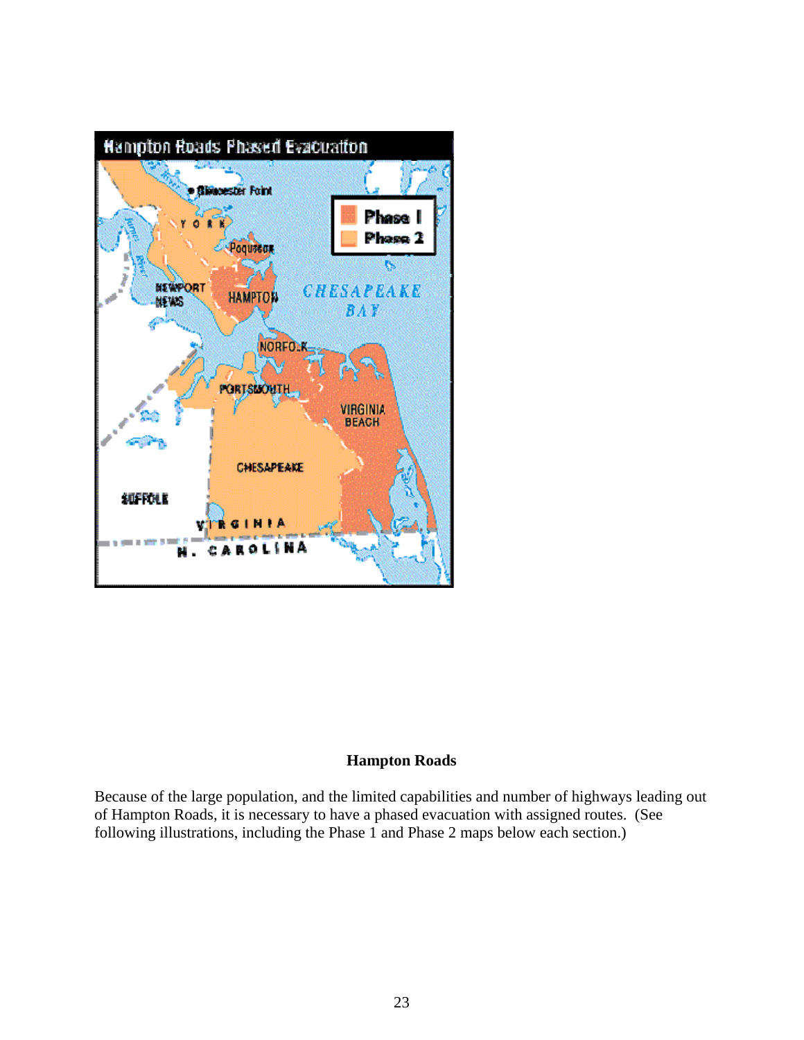**Hampton Roads**

Because of the large population, and the limited capabilities and number of highways leading out of Hampton Roads, it is necessary to have a phased evacuation with assigned routes. (See following illustrations, including the Phase 1 and Phase 2 maps below each section.)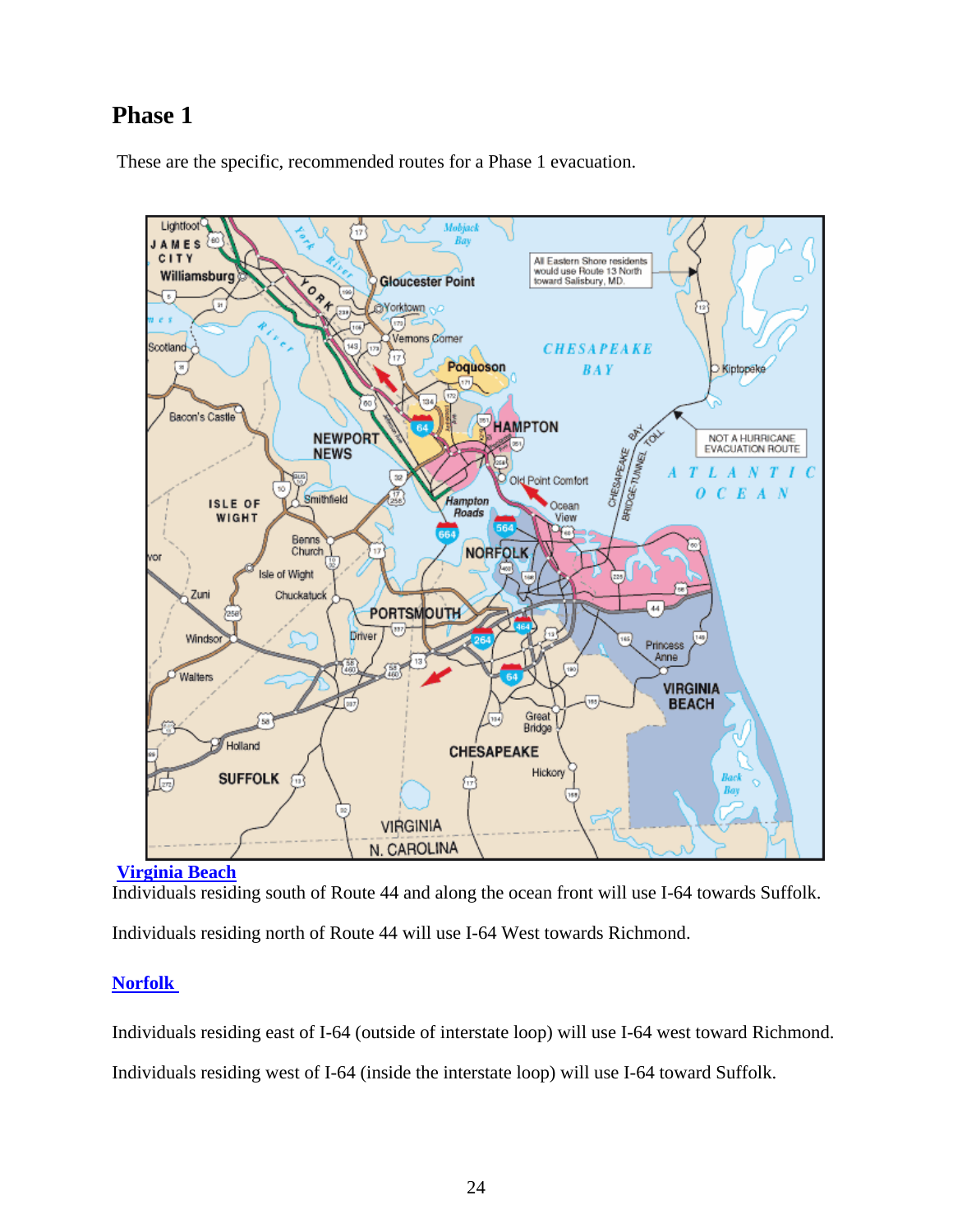## Phase 1

These are the specific, recommended routes for a Phase 1 evacuation.

**Virginia Beach**

Individuals residing south of Route 44 and along the ocean front will use I-64 towards Suffolk.

Individuals residing north of Route 44 will use I-64 West towards Richmond.

**Norfolk**

Individuals residing east of I-64 (outside of interstate loop) will use I-64 west toward Richmond.

Individuals residing west of I-64 (inside the interstate loop) will use I-64 toward Suffolk.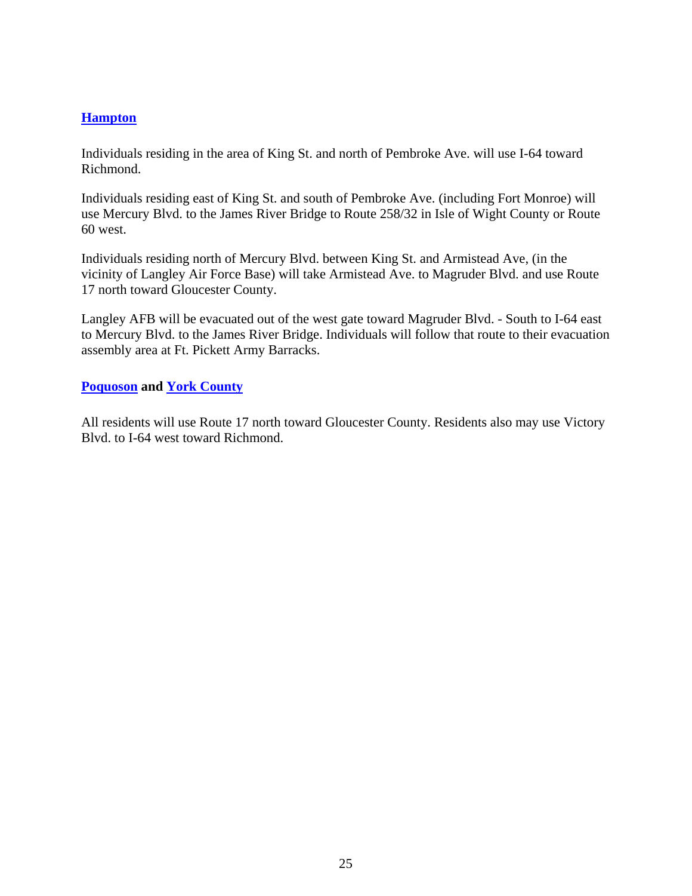**Hampton**

Individuals residing in the area of King St. and north of Pembroke Ave. will use I-64 toward Richmond.

Individuals residing east of King St. and south of Pembroke Ave. (including Fort Monroe) will use Mercury Blvd. to the James River Bridge to Route 258/32 in Isle of Wight County or Route 60 west.

Individuals residing north of Mercury Blvd. between King St. and Armistead Ave, (in the vicinity of Langley Air Force Base) will take Armistead Ave. to Magruder Blvd. and use Route 17 north toward Gloucester County.

Langley AFB will be evacuated out of the west gate toward Magruder Blvd. - South to I-64 east to Mercury Blvd. to the James River Bridge. Individuals will follow that route to their evacuation assembly area at Ft. Pickett Army Barracks.

**Poquoson and York County**

All residents will use Route 17 north toward Gloucester County. Residents also may use Victory Blvd. to I-64 west toward Richmond.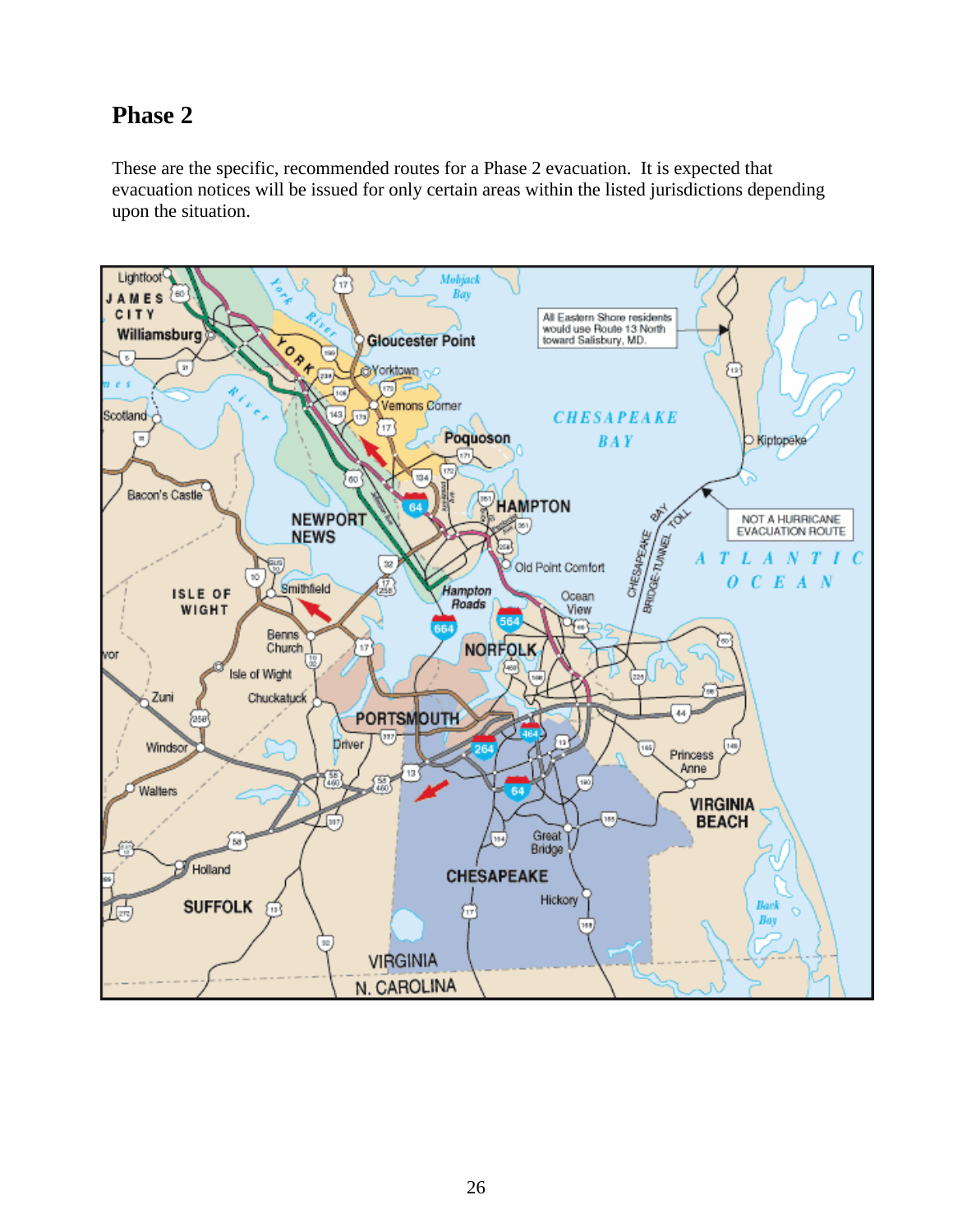## Phase 2

These are the specific, recommended routes for a Phase 2 evacuation. It is expected that evacuation notices will be issued for only certain areas within the listed jurisdictions depending upon the situation.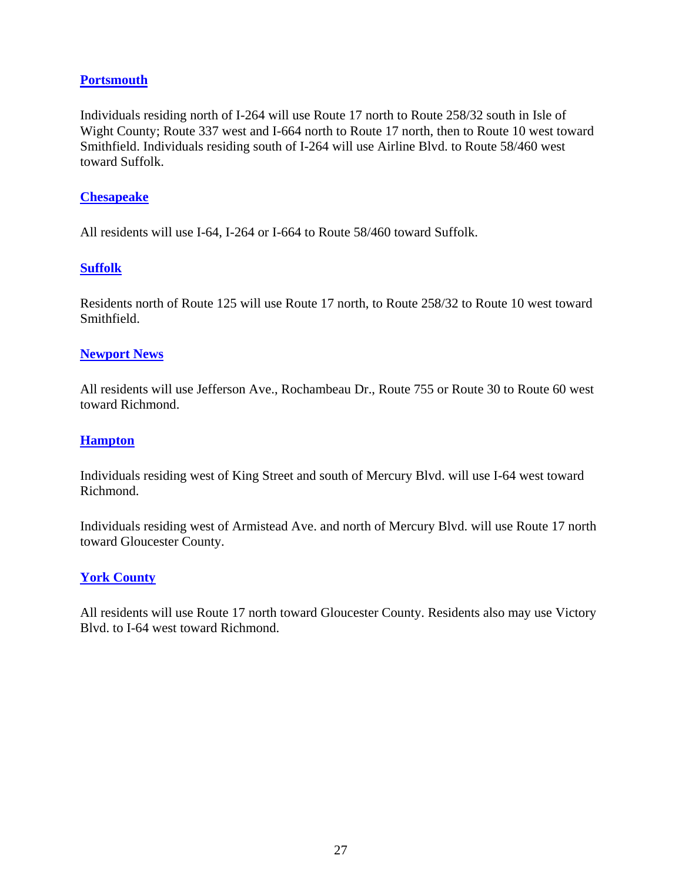### [Portsmouth]()

Individuals residing north of I-264 will use Route 17 north to Route 258/32 south in Isle of Wight County; Route 337 west and I-664 north to Route 17 north, then to Route 10 west toward Smithfield. Individuals residing south of I-264 will use Airline Blvd. to Route 58/460 west toward Suffolk.

### [Chesapeake]()

All residents will use I-64, I-264 or I-664 to Route 58/460 toward Suffolk.

### [Suffolk]()

Residents north of Route 125 will use Route 17 north, to Route 258/32 to Route 10 west toward Smithfield.

### [Newport News]()

All residents will use Jefferson Ave., Rochambeau Dr., Route 755 or Route 30 to Route 60 west toward Richmond.

### [Hampton]()

Individuals residing west of King Street and south of Mercury Blvd. will use I-64 west toward Richmond.

Individuals residing west of Armistead Ave. and north of Mercury Blvd. will use Route 17 north toward Gloucester County.

### [York County]()

All residents will use Route 17 north toward Gloucester County. Residents also may use Victory Blvd. to I-64 west toward Richmond.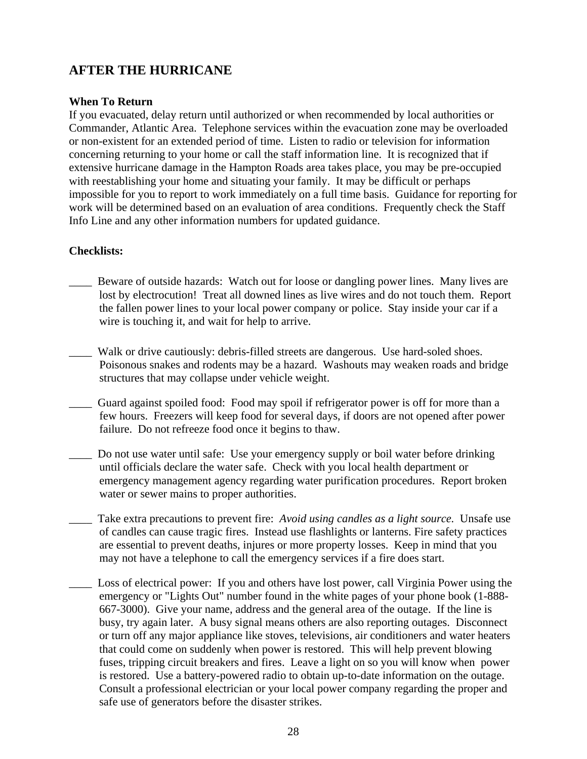## AFTER THE HURRICANE

**When To Return**
If you evacuated, delay return until authorized or when recommended by local authorities or Commander, Atlantic Area. Telephone services within the evacuation zone may be overloaded or non-existent for an extended period of time. Listen to radio or television for information concerning returning to your home or call the staff information line. It is recognized that if extensive hurricane damage in the Hampton Roads area takes place, you may be pre-occupied with reestablishing your home and situating your family. It may be difficult or perhaps impossible for you to report to work immediately on a full time basis. Guidance for reporting for work will be determined based on an evaluation of area conditions. Frequently check the Staff Info Line and any other information numbers for updated guidance.

**Checklists:**

____ Beware of outside hazards: Watch out for loose or dangling power lines. Many lives are lost by electrocution! Treat all downed lines as live wires and do not touch them. Report the fallen power lines to your local power company or police. Stay inside your car if a wire is touching it, and wait for help to arrive.

____ Walk or drive cautiously: debris-filled streets are dangerous. Use hard-soled shoes. Poisonous snakes and rodents may be a hazard. Washouts may weaken roads and bridge structures that may collapse under vehicle weight.

____ Guard against spoiled food: Food may spoil if refrigerator power is off for more than a few hours. Freezers will keep food for several days, if doors are not opened after power failure. Do not refreeze food once it begins to thaw.

____ Do not use water until safe: Use your emergency supply or boil water before drinking until officials declare the water safe. Check with you local health department or emergency management agency regarding water purification procedures. Report broken water or sewer mains to proper authorities.

____ Take extra precautions to prevent fire: *Avoid using candles as a light source.* Unsafe use of candles can cause tragic fires. Instead use flashlights or lanterns. Fire safety practices are essential to prevent deaths, injures or more property losses. Keep in mind that you may not have a telephone to call the emergency services if a fire does start.

____ Loss of electrical power: If you and others have lost power, call Virginia Power using the emergency or "Lights Out" number found in the white pages of your phone book (1-888-667-3000). Give your name, address and the general area of the outage. If the line is busy, try again later. A busy signal means others are also reporting outages. Disconnect or turn off any major appliance like stoves, televisions, air conditioners and water heaters that could come on suddenly when power is restored. This will help prevent blowing fuses, tripping circuit breakers and fires. Leave a light on so you will know when power is restored. Use a battery-powered radio to obtain up-to-date information on the outage. Consult a professional electrician or your local power company regarding the proper and safe use of generators before the disaster strikes.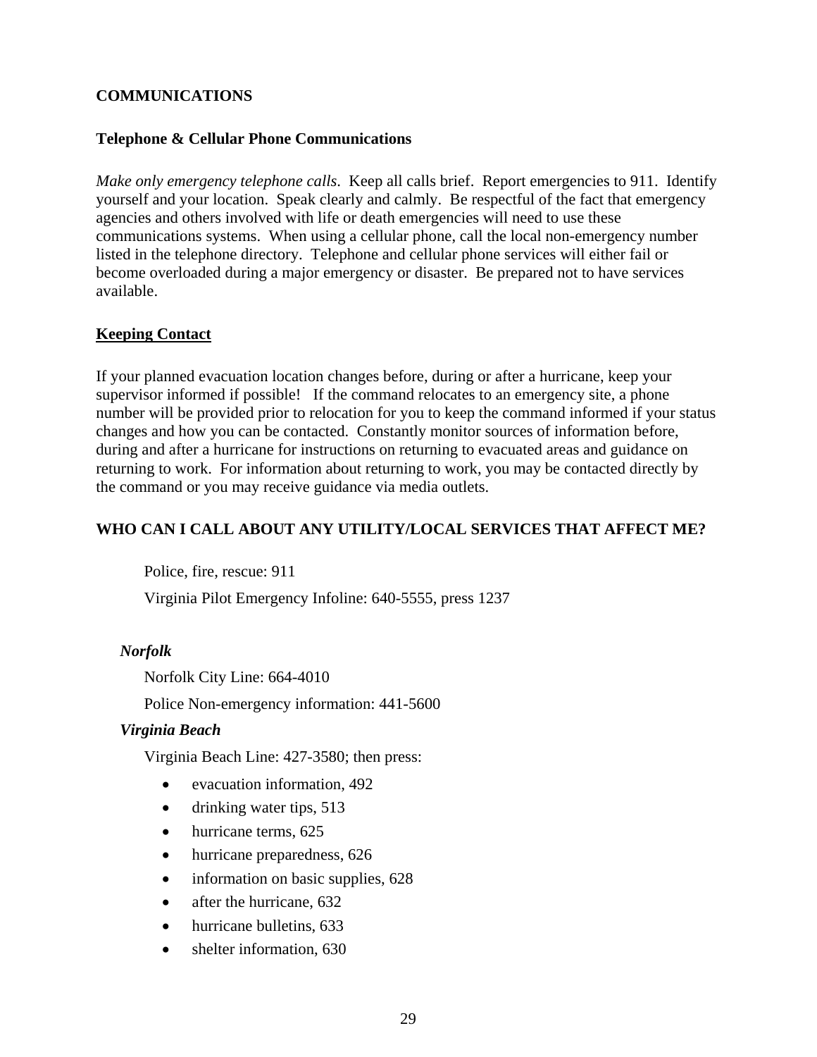## COMMUNICATIONS

### Telephone & Cellular Phone Communications

*Make only emergency telephone calls*. Keep all calls brief. Report emergencies to 911. Identify yourself and your location. Speak clearly and calmly. Be respectful of the fact that emergency agencies and others involved with life or death emergencies will need to use these communications systems. When using a cellular phone, call the local non-emergency number listed in the telephone directory. Telephone and cellular phone services will either fail or become overloaded during a major emergency or disaster. Be prepared not to have services available.

### Keeping Contact

If your planned evacuation location changes before, during or after a hurricane, keep your supervisor informed if possible! If the command relocates to an emergency site, a phone number will be provided prior to relocation for you to keep the command informed if your status changes and how you can be contacted. Constantly monitor sources of information before, during and after a hurricane for instructions on returning to evacuated areas and guidance on returning to work. For information about returning to work, you may be contacted directly by the command or you may receive guidance via media outlets.

## WHO CAN I CALL ABOUT ANY UTILITY/LOCAL SERVICES THAT AFFECT ME?

Police, fire, rescue: 911

Virginia Pilot Emergency Infoline: 640-5555, press 1237

***Norfolk***

Norfolk City Line: 664-4010

Police Non-emergency information: 441-5600

***Virginia Beach***

Virginia Beach Line: 427-3580; then press:

- evacuation information, 492
- drinking water tips, 513
- hurricane terms, 625
- hurricane preparedness, 626
- information on basic supplies, 628
- after the hurricane, 632
- hurricane bulletins, 633
- shelter information, 630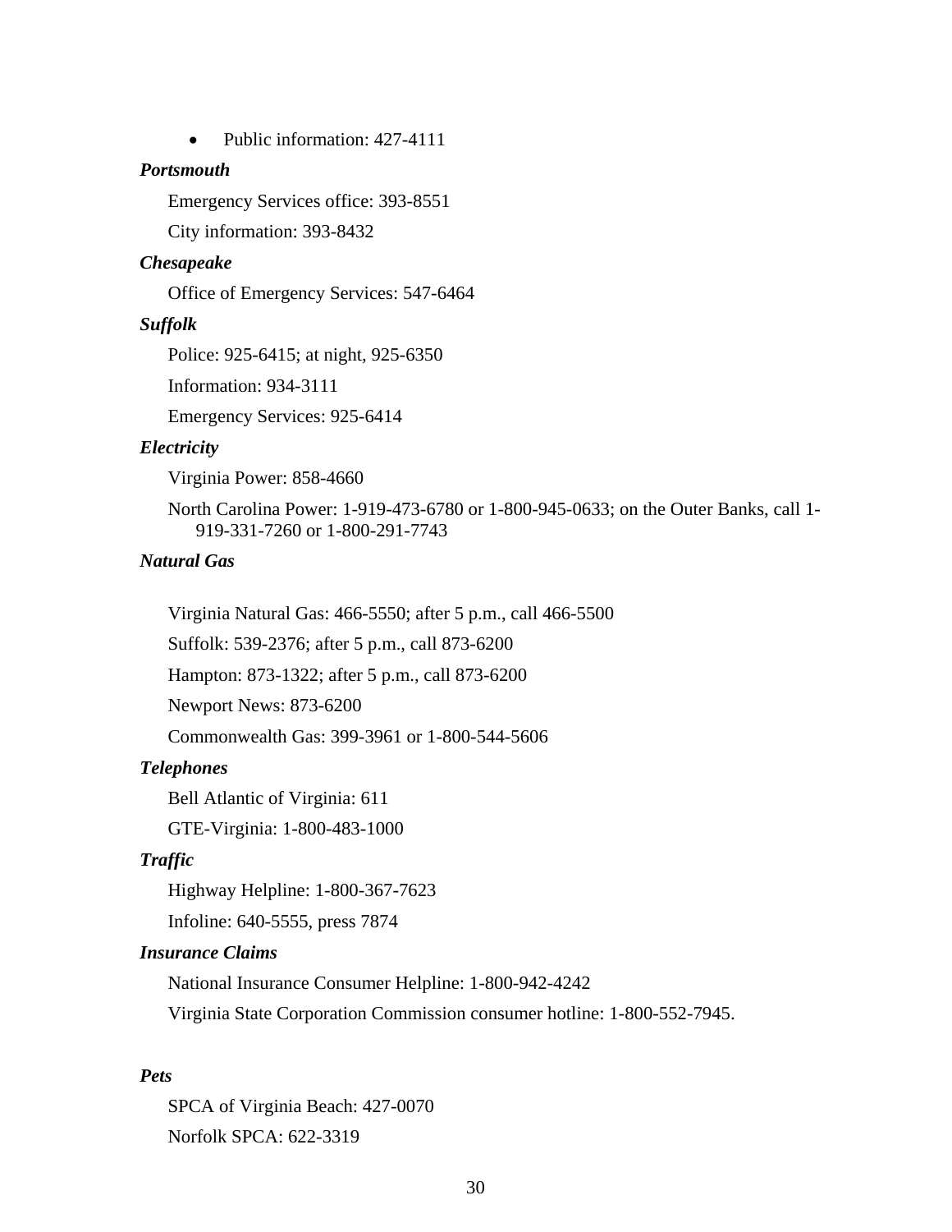- Public information: 427-4111

***Portsmouth***

Emergency Services office: 393-8551

City information: 393-8432

***Chesapeake***

Office of Emergency Services: 547-6464

***Suffolk***

Police: 925-6415; at night, 925-6350

Information: 934-3111

Emergency Services: 925-6414

***Electricity***

Virginia Power: 858-4660

North Carolina Power: 1-919-473-6780 or 1-800-945-0633; on the Outer Banks, call 1-919-331-7260 or 1-800-291-7743

***Natural Gas***

Virginia Natural Gas: 466-5550; after 5 p.m., call 466-5500

Suffolk: 539-2376; after 5 p.m., call 873-6200

Hampton: 873-1322; after 5 p.m., call 873-6200

Newport News: 873-6200

Commonwealth Gas: 399-3961 or 1-800-544-5606

***Telephones***

Bell Atlantic of Virginia: 611

GTE-Virginia: 1-800-483-1000

***Traffic***

Highway Helpline: 1-800-367-7623

Infoline: 640-5555, press 7874

***Insurance Claims***

National Insurance Consumer Helpline: 1-800-942-4242

Virginia State Corporation Commission consumer hotline: 1-800-552-7945.

***Pets***

SPCA of Virginia Beach: 427-0070

Norfolk SPCA: 622-3319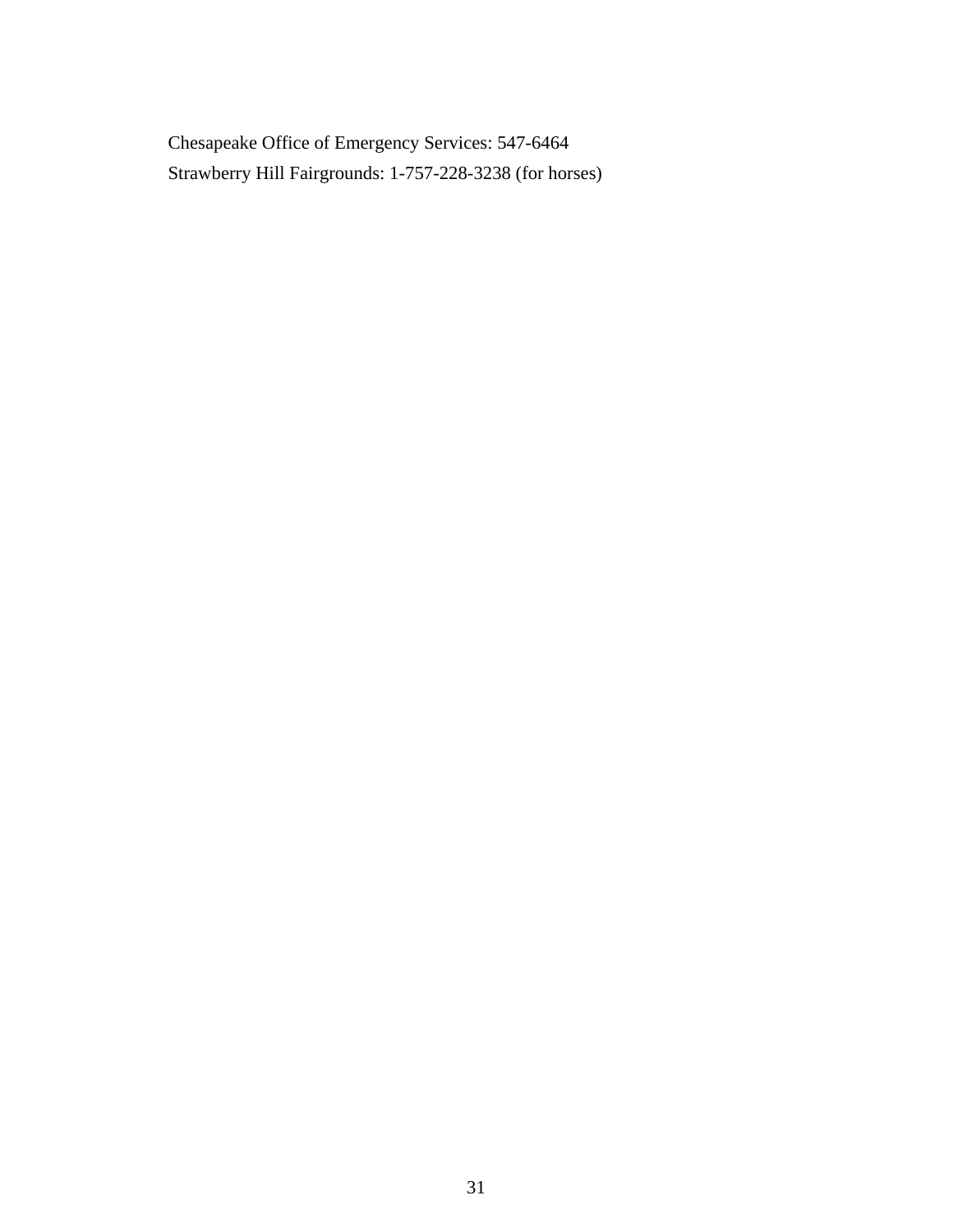Chesapeake Office of Emergency Services: 547-6464

Strawberry Hill Fairgrounds: 1-757-228-3238 (for horses)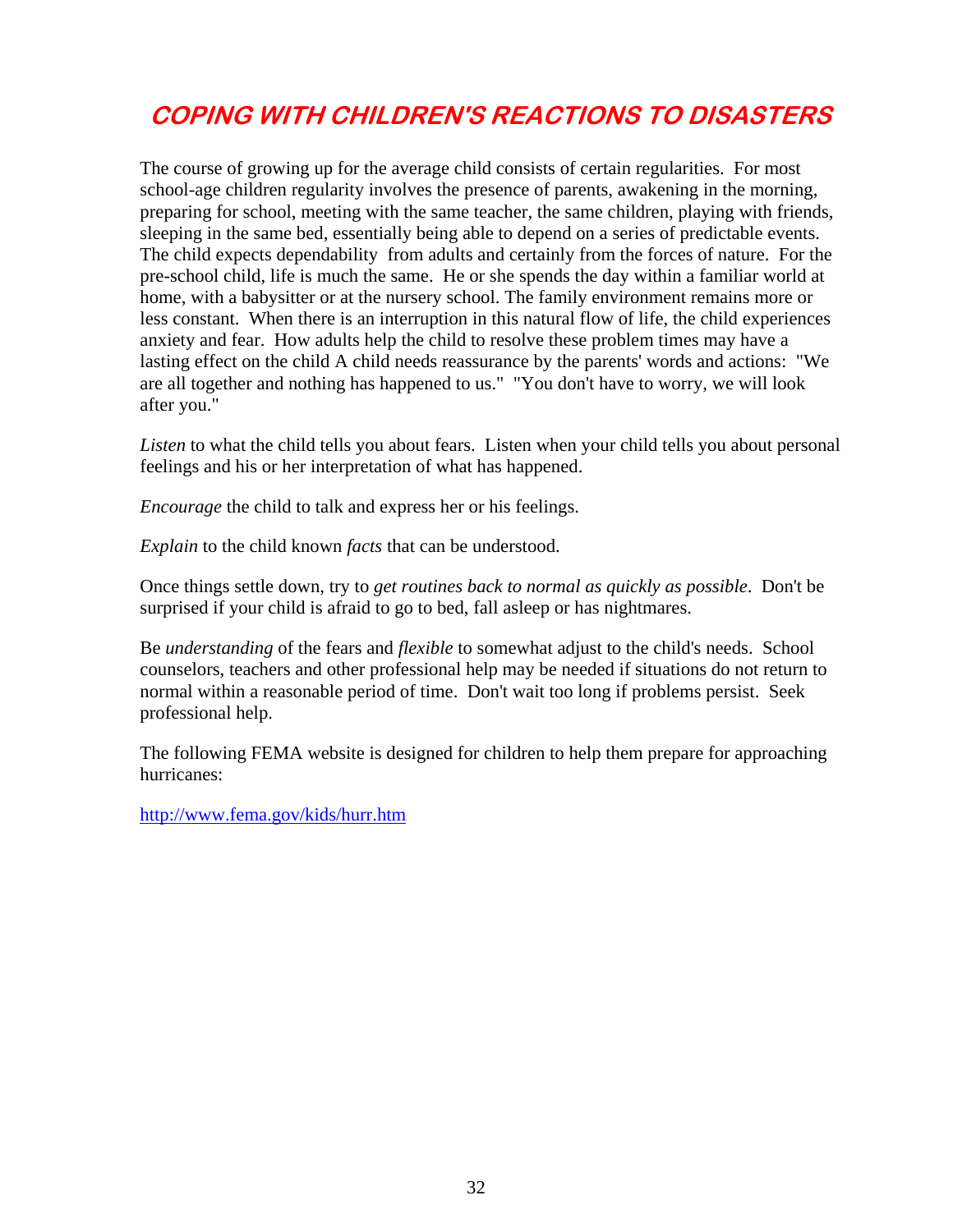# COPING WITH CHILDREN'S REACTIONS TO DISASTERS

The course of growing up for the average child consists of certain regularities. For most school-age children regularity involves the presence of parents, awakening in the morning, preparing for school, meeting with the same teacher, the same children, playing with friends, sleeping in the same bed, essentially being able to depend on a series of predictable events. The child expects dependability from adults and certainly from the forces of nature. For the pre-school child, life is much the same. He or she spends the day within a familiar world at home, with a babysitter or at the nursery school. The family environment remains more or less constant. When there is an interruption in this natural flow of life, the child experiences anxiety and fear. How adults help the child to resolve these problem times may have a lasting effect on the child A child needs reassurance by the parents' words and actions: "We are all together and nothing has happened to us." "You don't have to worry, we will look after you."

*Listen* to what the child tells you about fears. Listen when your child tells you about personal feelings and his or her interpretation of what has happened.

*Encourage* the child to talk and express her or his feelings.

*Explain* to the child known *facts* that can be understood.

Once things settle down, try to *get routines back to normal as quickly as possible*. Don't be surprised if your child is afraid to go to bed, fall asleep or has nightmares.

Be *understanding* of the fears and *flexible* to somewhat adjust to the child's needs. School counselors, teachers and other professional help may be needed if situations do not return to normal within a reasonable period of time. Don't wait too long if problems persist. Seek professional help.

The following FEMA website is designed for children to help them prepare for approaching hurricanes:

http://www.fema.gov/kids/hurr.htm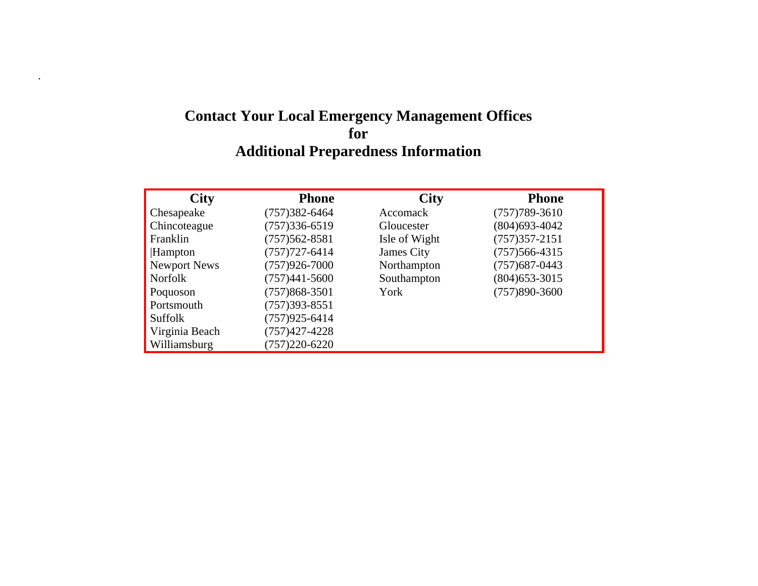# Contact Your Local Emergency Management Offices for Additional Preparedness Information

| City | Phone | City | Phone |
|---|---|---|---|
| Chesapeake | (757)382-6464 | Accomack | (757)789-3610 |
| Chincoteague | (757)336-6519 | Gloucester | (804)693-4042 |
| Franklin | (757)562-8581 | Isle of Wight | (757)357-2151 |
| Hampton | (757)727-6414 | James City | (757)566-4315 |
| Newport News | (757)926-7000 | Northampton | (757)687-0443 |
| Norfolk | (757)441-5600 | Southampton | (804)653-3015 |
| Poquoson | (757)868-3501 | York | (757)890-3600 |
| Portsmouth | (757)393-8551 | | |
| Suffolk | (757)925-6414 | | |
| Virginia Beach | (757)427-4228 | | |
| Williamsburg | (757)220-6220 | | |